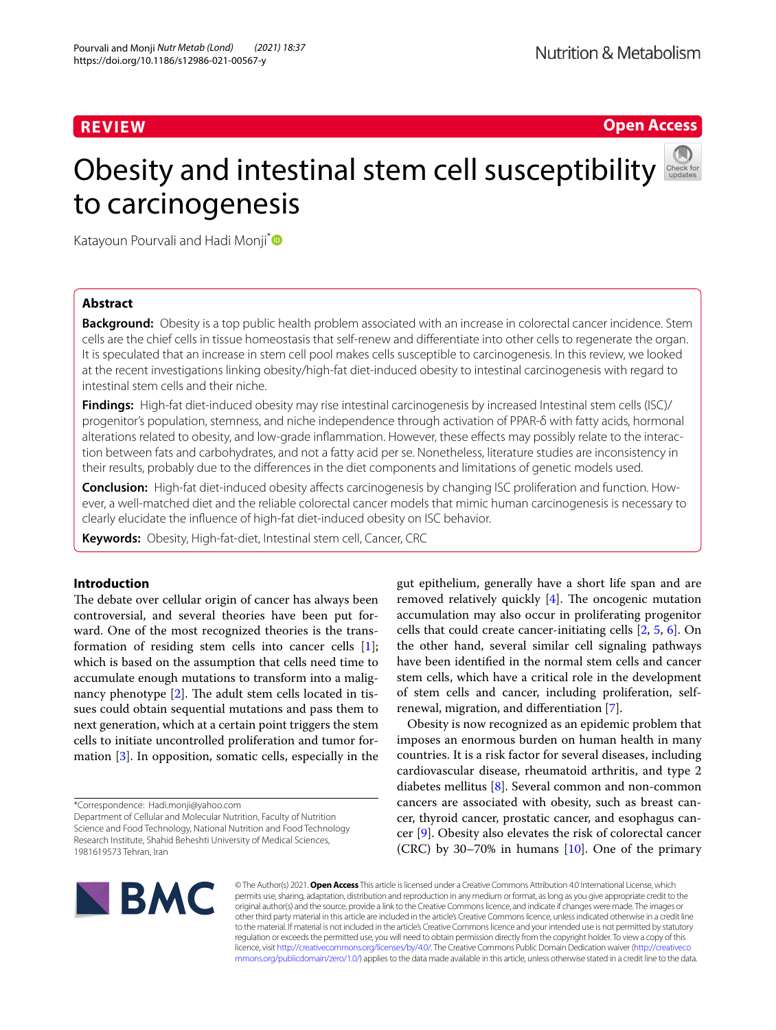**REVIEW** **Open Access**

# Obesity and intestinal stem cell susceptibility to carcinogenesis

Katayoun Pourvali and Hadi Monji*

## Abstract

**Background:** Obesity is a top public health problem associated with an increase in colorectal cancer incidence. Stem cells are the chief cells in tissue homeostasis that self-renew and differentiate into other cells to regenerate the organ. It is speculated that an increase in stem cell pool makes cells susceptible to carcinogenesis. In this review, we looked at the recent investigations linking obesity/high-fat diet-induced obesity to intestinal carcinogenesis with regard to intestinal stem cells and their niche.

**Findings:** High-fat diet-induced obesity may rise intestinal carcinogenesis by increased Intestinal stem cells (ISC)/progenitor's population, stemness, and niche independence through activation of PPAR-δ with fatty acids, hormonal alterations related to obesity, and low-grade inflammation. However, these effects may possibly relate to the interaction between fats and carbohydrates, and not a fatty acid per se. Nonetheless, literature studies are inconsistency in their results, probably due to the differences in the diet components and limitations of genetic models used.

**Conclusion:** High-fat diet-induced obesity affects carcinogenesis by changing ISC proliferation and function. However, a well-matched diet and the reliable colorectal cancer models that mimic human carcinogenesis is necessary to clearly elucidate the influence of high-fat diet-induced obesity on ISC behavior.

**Keywords:** Obesity, High-fat-diet, Intestinal stem cell, Cancer, CRC

## Introduction

The debate over cellular origin of cancer has always been controversial, and several theories have been put forward. One of the most recognized theories is the transformation of residing stem cells into cancer cells [1]; which is based on the assumption that cells need time to accumulate enough mutations to transform into a malignancy phenotype [2]. The adult stem cells located in tissues could obtain sequential mutations and pass them to next generation, which at a certain point triggers the stem cells to initiate uncontrolled proliferation and tumor formation [3]. In opposition, somatic cells, especially in the gut epithelium, generally have a short life span and are removed relatively quickly [4]. The oncogenic mutation accumulation may also occur in proliferating progenitor cells that could create cancer-initiating cells [2, 5, 6]. On the other hand, several similar cell signaling pathways have been identified in the normal stem cells and cancer stem cells, which have a critical role in the development of stem cells and cancer, including proliferation, self-renewal, migration, and differentiation [7].

Obesity is now recognized as an epidemic problem that imposes an enormous burden on human health in many countries. It is a risk factor for several diseases, including cardiovascular disease, rheumatoid arthritis, and type 2 diabetes mellitus [8]. Several common and non-common cancers are associated with obesity, such as breast cancer, thyroid cancer, prostatic cancer, and esophagus cancer [9]. Obesity also elevates the risk of colorectal cancer (CRC) by 30–70% in humans [10]. One of the primary

*Correspondence: Hadi.monji@yahoo.com
Department of Cellular and Molecular Nutrition, Faculty of Nutrition Science and Food Technology, National Nutrition and Food Technology Research Institute, Shahid Beheshti University of Medical Sciences, 1981619573 Tehran, Iran

© The Author(s) 2021. **Open Access** This article is licensed under a Creative Commons Attribution 4.0 International License, which permits use, sharing, adaptation, distribution and reproduction in any medium or format, as long as you give appropriate credit to the original author(s) and the source, provide a link to the Creative Commons licence, and indicate if changes were made. The images or other third party material in this article are included in the article's Creative Commons licence, unless indicated otherwise in a credit line to the material. If material is not included in the article's Creative Commons licence and your intended use is not permitted by statutory regulation or exceeds the permitted use, you will need to obtain permission directly from the copyright holder. To view a copy of this licence, visit http://creativecommons.org/licenses/by/4.0/. The Creative Commons Public Domain Dedication waiver (http://creativecommons.org/publicdomain/zero/1.0/) applies to the data made available in this article, unless otherwise stated in a credit line to the data.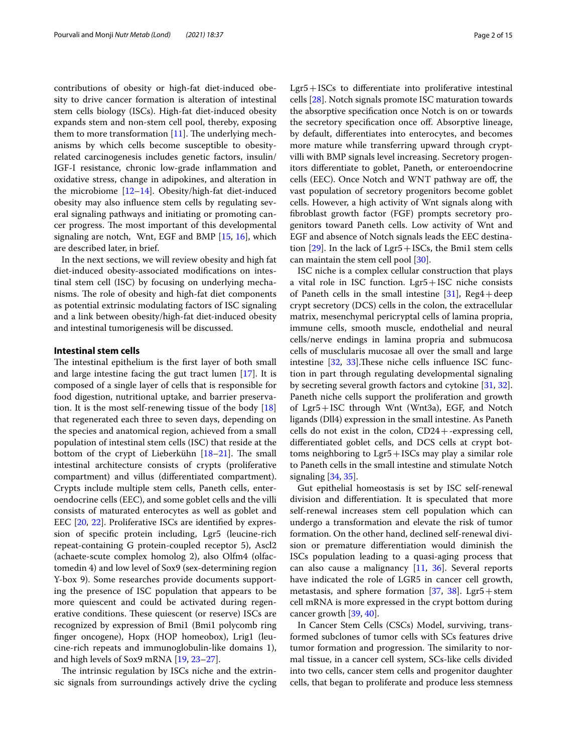contributions of obesity or high-fat diet-induced obesity to drive cancer formation is alteration of intestinal stem cells biology (ISCs). High-fat diet-induced obesity expands stem and non-stem cell pool, thereby, exposing them to more transformation [11]. The underlying mechanisms by which cells become susceptible to obesity-related carcinogenesis includes genetic factors, insulin/IGF-I resistance, chronic low-grade inflammation and oxidative stress, change in adipokines, and alteration in the microbiome [12–14]. Obesity/high-fat diet-induced obesity may also influence stem cells by regulating several signaling pathways and initiating or promoting cancer progress. The most important of this developmental signaling are notch, Wnt, EGF and BMP [15, 16], which are described later, in brief.

In the next sections, we will review obesity and high fat diet-induced obesity-associated modifications on intestinal stem cell (ISC) by focusing on underlying mechanisms. The role of obesity and high-fat diet components as potential extrinsic modulating factors of ISC signaling and a link between obesity/high-fat diet-induced obesity and intestinal tumorigenesis will be discussed.

## Intestinal stem cells

The intestinal epithelium is the first layer of both small and large intestine facing the gut tract lumen [17]. It is composed of a single layer of cells that is responsible for food digestion, nutritional uptake, and barrier preservation. It is the most self-renewing tissue of the body [18] that regenerated each three to seven days, depending on the species and anatomical region, achieved from a small population of intestinal stem cells (ISC) that reside at the bottom of the crypt of Lieberkühn [18–21]. The small intestinal architecture consists of crypts (proliferative compartment) and villus (differentiated compartment). Crypts include multiple stem cells, Paneth cells, enteroendocrine cells (EEC), and some goblet cells and the villi consists of maturated enterocytes as well as goblet and EEC [20, 22]. Proliferative ISCs are identified by expression of specific protein including, Lgr5 (leucine-rich repeat-containing G protein-coupled receptor 5), Ascl2 (achaete-scute complex homolog 2), also Olfm4 (olfactomedin 4) and low level of Sox9 (sex-determining region Y-box 9). Some researches provide documents supporting the presence of ISC population that appears to be more quiescent and could be activated during regenerative conditions. These quiescent (or reserve) ISCs are recognized by expression of Bmi1 (Bmi1 polycomb ring finger oncogene), Hopx (HOP homeobox), Lrig1 (leucine-rich repeats and immunoglobulin-like domains 1), and high levels of Sox9 mRNA [19, 23–27].

The intrinsic regulation by ISCs niche and the extrinsic signals from surroundings actively drive the cycling Lgr5+ISCs to differentiate into proliferative intestinal cells [28]. Notch signals promote ISC maturation towards the absorptive specification once Notch is on or towards the secretory specification once off. Absorptive lineage, by default, differentiates into enterocytes, and becomes more mature while transferring upward through crypt-villi with BMP signals level increasing. Secretory progenitors differentiate to goblet, Paneth, or enteroendocrine cells (EEC). Once Notch and WNT pathway are off, the vast population of secretory progenitors become goblet cells. However, a high activity of Wnt signals along with fibroblast growth factor (FGF) prompts secretory progenitors toward Paneth cells. Low activity of Wnt and EGF and absence of Notch signals leads the EEC destination [29]. In the lack of Lgr5+ISCs, the Bmi1 stem cells can maintain the stem cell pool [30].

ISC niche is a complex cellular construction that plays a vital role in ISC function. Lgr5+ISC niche consists of Paneth cells in the small intestine [31], Reg4+deep crypt secretory (DCS) cells in the colon, the extracellular matrix, mesenchymal pericryptal cells of lamina propria, immune cells, smooth muscle, endothelial and neural cells/nerve endings in lamina propria and submucosa cells of muscularis mucosae all over the small and large intestine [32, 33].These niche cells influence ISC function in part through regulating developmental signaling by secreting several growth factors and cytokine [31, 32]. Paneth niche cells support the proliferation and growth of Lgr5+ISC through Wnt (Wnt3a), EGF, and Notch ligands (Dll4) expression in the small intestine. As Paneth cells do not exist in the colon, CD24+-expressing cell, differentiated goblet cells, and DCS cells at crypt bottoms neighboring to Lgr5+ISCs may play a similar role to Paneth cells in the small intestine and stimulate Notch signaling [34, 35].

Gut epithelial homeostasis is set by ISC self-renewal division and differentiation. It is speculated that more self-renewal increases stem cell population which can undergo a transformation and elevate the risk of tumor formation. On the other hand, declined self-renewal division or premature differentiation would diminish the ISCs population leading to a quasi-aging process that can also cause a malignancy [11, 36]. Several reports have indicated the role of LGR5 in cancer cell growth, metastasis, and sphere formation [37, 38]. Lgr5+stem cell mRNA is more expressed in the crypt bottom during cancer growth [39, 40].

In Cancer Stem Cells (CSCs) Model, surviving, transformed subclones of tumor cells with SCs features drive tumor formation and progression. The similarity to normal tissue, in a cancer cell system, SCs-like cells divided into two cells, cancer stem cells and progenitor daughter cells, that began to proliferate and produce less stemness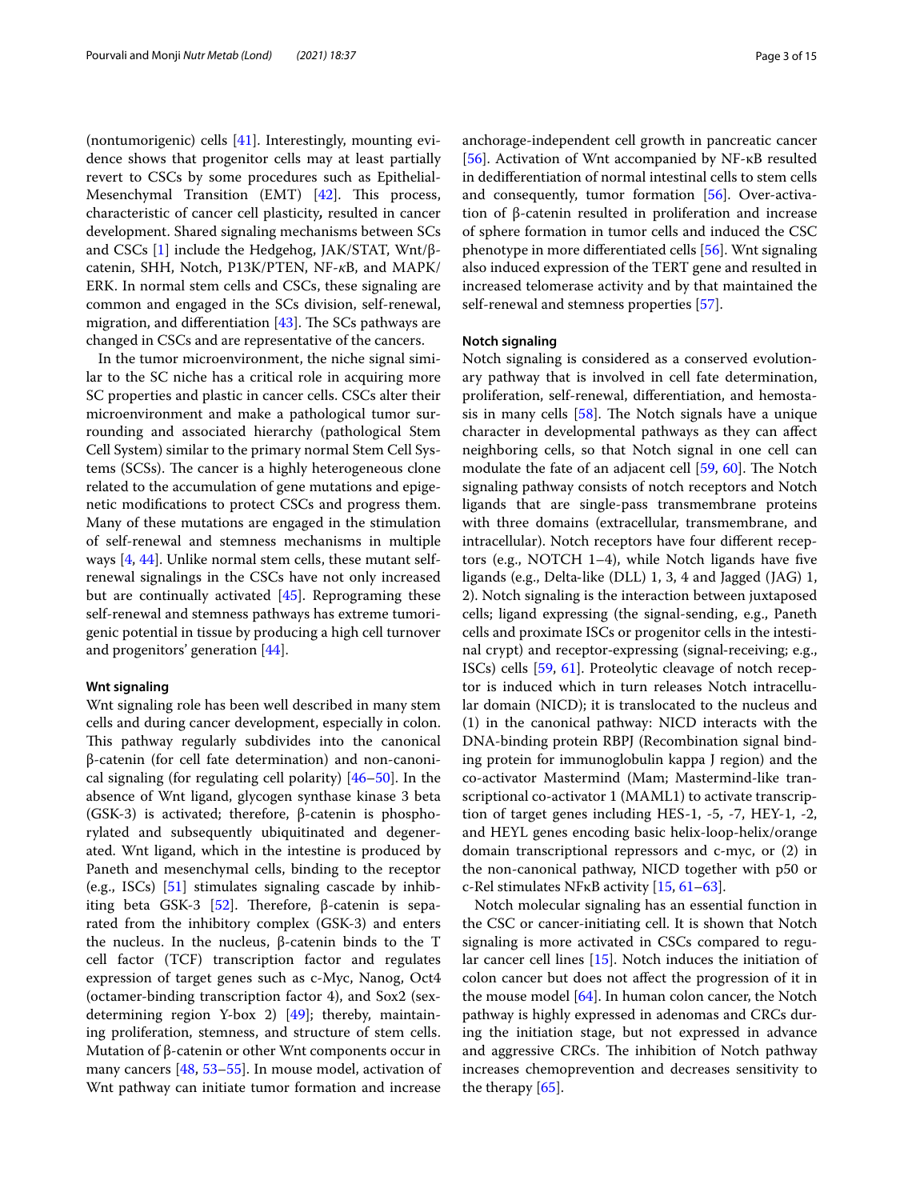(nontumorigenic) cells [41]. Interestingly, mounting evidence shows that progenitor cells may at least partially revert to CSCs by some procedures such as Epithelial-Mesenchymal Transition (EMT) [42]. This process, characteristic of cancer cell plasticity**,** resulted in cancer development. Shared signaling mechanisms between SCs and CSCs [1] include the Hedgehog, JAK/STAT, Wnt/β-catenin, SHH, Notch, P13K/PTEN, NF-*κ*B, and MAPK/ERK. In normal stem cells and CSCs, these signaling are common and engaged in the SCs division, self-renewal, migration, and differentiation [43]. The SCs pathways are changed in CSCs and are representative of the cancers.

In the tumor microenvironment, the niche signal similar to the SC niche has a critical role in acquiring more SC properties and plastic in cancer cells. CSCs alter their microenvironment and make a pathological tumor surrounding and associated hierarchy (pathological Stem Cell System) similar to the primary normal Stem Cell Systems (SCSs). The cancer is a highly heterogeneous clone related to the accumulation of gene mutations and epigenetic modifications to protect CSCs and progress them. Many of these mutations are engaged in the stimulation of self-renewal and stemness mechanisms in multiple ways [4, 44]. Unlike normal stem cells, these mutant self-renewal signalings in the CSCs have not only increased but are continually activated [45]. Reprograming these self-renewal and stemness pathways has extreme tumorigenic potential in tissue by producing a high cell turnover and progenitors' generation [44].

#### Wnt signaling

Wnt signaling role has been well described in many stem cells and during cancer development, especially in colon. This pathway regularly subdivides into the canonical β-catenin (for cell fate determination) and non-canonical signaling (for regulating cell polarity) [46–50]. In the absence of Wnt ligand, glycogen synthase kinase 3 beta (GSK-3) is activated; therefore, β-catenin is phosphorylated and subsequently ubiquitinated and degenerated. Wnt ligand, which in the intestine is produced by Paneth and mesenchymal cells, binding to the receptor (e.g., ISCs) [51] stimulates signaling cascade by inhibiting beta GSK-3 [52]. Therefore, β-catenin is separated from the inhibitory complex (GSK-3) and enters the nucleus. In the nucleus, β-catenin binds to the T cell factor (TCF) transcription factor and regulates expression of target genes such as c-Myc, Nanog, Oct4 (octamer-binding transcription factor 4), and Sox2 (sex-determining region Y-box 2) [49]; thereby, maintaining proliferation, stemness, and structure of stem cells. Mutation of β-catenin or other Wnt components occur in many cancers [48, 53–55]. In mouse model, activation of Wnt pathway can initiate tumor formation and increase anchorage-independent cell growth in pancreatic cancer [56]. Activation of Wnt accompanied by NF-κB resulted in dedifferentiation of normal intestinal cells to stem cells and consequently, tumor formation [56]. Over-activation of β-catenin resulted in proliferation and increase of sphere formation in tumor cells and induced the CSC phenotype in more differentiated cells [56]. Wnt signaling also induced expression of the TERT gene and resulted in increased telomerase activity and by that maintained the self-renewal and stemness properties [57].

#### Notch signaling

Notch signaling is considered as a conserved evolutionary pathway that is involved in cell fate determination, proliferation, self-renewal, differentiation, and hemostasis in many cells [58]. The Notch signals have a unique character in developmental pathways as they can affect neighboring cells, so that Notch signal in one cell can modulate the fate of an adjacent cell [59, 60]. The Notch signaling pathway consists of notch receptors and Notch ligands that are single-pass transmembrane proteins with three domains (extracellular, transmembrane, and intracellular). Notch receptors have four different receptors (e.g., NOTCH 1–4), while Notch ligands have five ligands (e.g., Delta-like (DLL) 1, 3, 4 and Jagged (JAG) 1, 2). Notch signaling is the interaction between juxtaposed cells; ligand expressing (the signal-sending, e.g., Paneth cells and proximate ISCs or progenitor cells in the intestinal crypt) and receptor-expressing (signal-receiving; e.g., ISCs) cells [59, 61]. Proteolytic cleavage of notch receptor is induced which in turn releases Notch intracellular domain (NICD); it is translocated to the nucleus and (1) in the canonical pathway: NICD interacts with the DNA-binding protein RBPJ (Recombination signal binding protein for immunoglobulin kappa J region) and the co-activator Mastermind (Mam; Mastermind-like transcriptional co-activator 1 (MAML1) to activate transcription of target genes including HES-1, -5, -7, HEY-1, -2, and HEYL genes encoding basic helix-loop-helix/orange domain transcriptional repressors and c-myc, or (2) in the non-canonical pathway, NICD together with p50 or c-Rel stimulates NFκB activity [15, 61–63].

Notch molecular signaling has an essential function in the CSC or cancer-initiating cell. It is shown that Notch signaling is more activated in CSCs compared to regular cancer cell lines [15]. Notch induces the initiation of colon cancer but does not affect the progression of it in the mouse model [64]. In human colon cancer, the Notch pathway is highly expressed in adenomas and CRCs during the initiation stage, but not expressed in advance and aggressive CRCs. The inhibition of Notch pathway increases chemoprevention and decreases sensitivity to the therapy [65].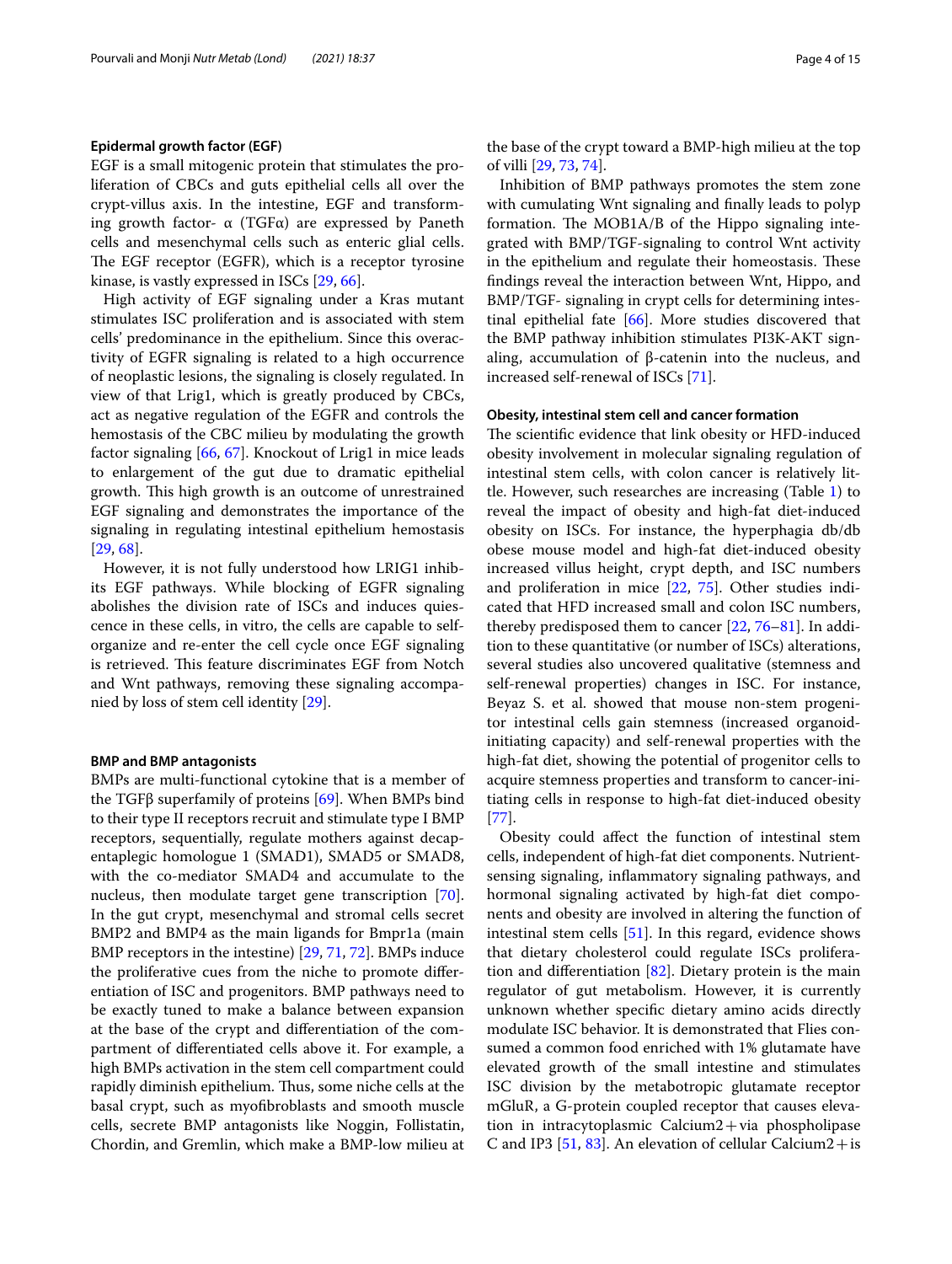#### Epidermal growth factor (EGF)

EGF is a small mitogenic protein that stimulates the proliferation of CBCs and guts epithelial cells all over the crypt-villus axis. In the intestine, EGF and transforming growth factor- α (TGFα) are expressed by Paneth cells and mesenchymal cells such as enteric glial cells. The EGF receptor (EGFR), which is a receptor tyrosine kinase, is vastly expressed in ISCs [29, 66].

High activity of EGF signaling under a Kras mutant stimulates ISC proliferation and is associated with stem cells' predominance in the epithelium. Since this overactivity of EGFR signaling is related to a high occurrence of neoplastic lesions, the signaling is closely regulated. In view of that Lrig1, which is greatly produced by CBCs, act as negative regulation of the EGFR and controls the hemostasis of the CBC milieu by modulating the growth factor signaling [66, 67]. Knockout of Lrig1 in mice leads to enlargement of the gut due to dramatic epithelial growth. This high growth is an outcome of unrestrained EGF signaling and demonstrates the importance of the signaling in regulating intestinal epithelium hemostasis [29, 68].

However, it is not fully understood how LRIG1 inhibits EGF pathways. While blocking of EGFR signaling abolishes the division rate of ISCs and induces quiescence in these cells, in vitro, the cells are capable to self-organize and re-enter the cell cycle once EGF signaling is retrieved. This feature discriminates EGF from Notch and Wnt pathways, removing these signaling accompanied by loss of stem cell identity [29].

#### BMP and BMP antagonists

BMPs are multi-functional cytokine that is a member of the TGFβ superfamily of proteins [69]. When BMPs bind to their type II receptors recruit and stimulate type I BMP receptors, sequentially, regulate mothers against decapentaplegic homologue 1 (SMAD1), SMAD5 or SMAD8, with the co-mediator SMAD4 and accumulate to the nucleus, then modulate target gene transcription [70]. In the gut crypt, mesenchymal and stromal cells secret BMP2 and BMP4 as the main ligands for Bmpr1a (main BMP receptors in the intestine) [29, 71, 72]. BMPs induce the proliferative cues from the niche to promote differentiation of ISC and progenitors. BMP pathways need to be exactly tuned to make a balance between expansion at the base of the crypt and differentiation of the compartment of differentiated cells above it. For example, a high BMPs activation in the stem cell compartment could rapidly diminish epithelium. Thus, some niche cells at the basal crypt, such as myofibroblasts and smooth muscle cells, secrete BMP antagonists like Noggin, Follistatin, Chordin, and Gremlin, which make a BMP-low milieu at the base of the crypt toward a BMP-high milieu at the top of villi [29, 73, 74].

Inhibition of BMP pathways promotes the stem zone with cumulating Wnt signaling and finally leads to polyp formation. The MOB1A/B of the Hippo signaling integrated with BMP/TGF-signaling to control Wnt activity in the epithelium and regulate their homeostasis. These findings reveal the interaction between Wnt, Hippo, and BMP/TGF- signaling in crypt cells for determining intestinal epithelial fate [66]. More studies discovered that the BMP pathway inhibition stimulates PI3K-AKT signaling, accumulation of β-catenin into the nucleus, and increased self-renewal of ISCs [71].

#### Obesity, intestinal stem cell and cancer formation

The scientific evidence that link obesity or HFD-induced obesity involvement in molecular signaling regulation of intestinal stem cells, with colon cancer is relatively little. However, such researches are increasing (Table 1) to reveal the impact of obesity and high-fat diet-induced obesity on ISCs. For instance, the hyperphagia db/db obese mouse model and high-fat diet-induced obesity increased villus height, crypt depth, and ISC numbers and proliferation in mice [22, 75]. Other studies indicated that HFD increased small and colon ISC numbers, thereby predisposed them to cancer [22, 76–81]. In addition to these quantitative (or number of ISCs) alterations, several studies also uncovered qualitative (stemness and self-renewal properties) changes in ISC. For instance, Beyaz S. et al. showed that mouse non-stem progenitor intestinal cells gain stemness (increased organoid-initiating capacity) and self-renewal properties with the high-fat diet, showing the potential of progenitor cells to acquire stemness properties and transform to cancer-initiating cells in response to high-fat diet-induced obesity [77].

Obesity could affect the function of intestinal stem cells, independent of high-fat diet components. Nutrient-sensing signaling, inflammatory signaling pathways, and hormonal signaling activated by high-fat diet components and obesity are involved in altering the function of intestinal stem cells [51]. In this regard, evidence shows that dietary cholesterol could regulate ISCs proliferation and differentiation [82]. Dietary protein is the main regulator of gut metabolism. However, it is currently unknown whether specific dietary amino acids directly modulate ISC behavior. It is demonstrated that Flies consumed a common food enriched with 1% glutamate have elevated growth of the small intestine and stimulates ISC division by the metabotropic glutamate receptor mGluR, a G-protein coupled receptor that causes elevation in intracytoplasmic Calcium2+via phospholipase C and IP3 [51, 83]. An elevation of cellular Calcium2+is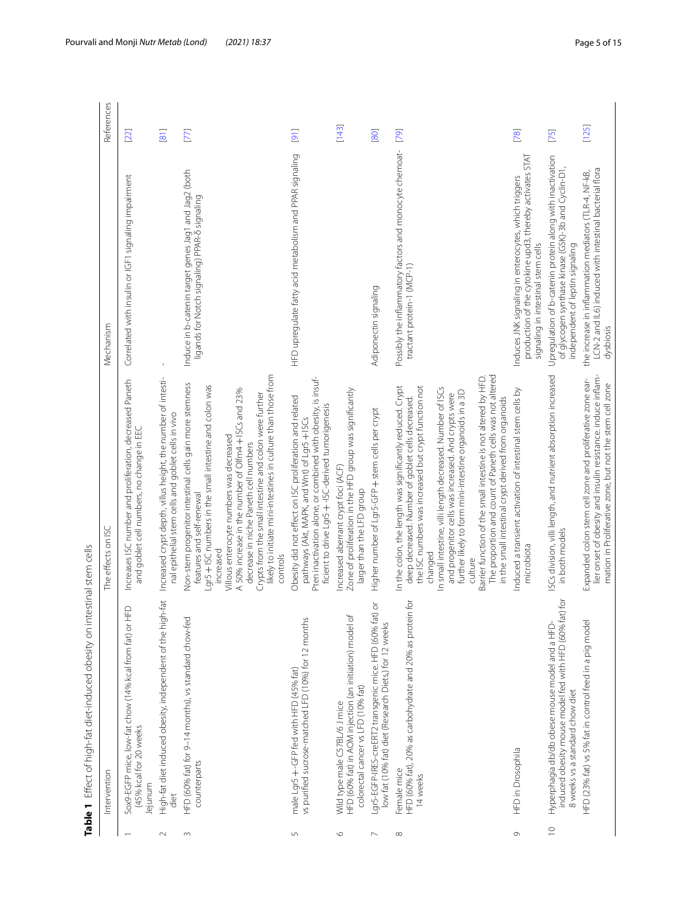**Table 1** Effect of high-fat diet-induced obesity on intestinal stem cells

| | Intervention | The effects on ISC | Mechanism | References |
|---|---|---|---|---|
| 1 | Sox9-EGFP mice, low-fat chow (14% kcal from fat) or HFD (45% kcal for 20 weeks Jejunum | Increases ISC number and proliferation, decreased Paneth and goblet cell numbers, no change in EEC | Correlated with insulin or IGF1 signaling impairment | [22] |
| 2 | High-fat diet induced obesity, independent of the high-fat diet | Increased crypt depth, villus height, the number of intestinal epithelial stem cells and goblet cells in vivo | - | [81] |
| 3 | HFD (60% fat) for 9–14 months), vs standard chow-fed counterparts | Non-stem progenitor intestinal cells gain more stemness features and self-renewal<br>Lgr5+ ISC numbers in the small intestine and colon was increased<br>Villous enterocyte numbers was decreased<br>A 50% increase in the number of Olfm4+ ISCs and 23% decrease in niche Paneth cell numbers<br>Crypts from the small intestine and colon were further likely to initiate mini-intestines in culture than those from controls | Induce in b-catenin target genes Jag1 and Jag2 (both ligands for Notch signaling) PPAR-δ signaling | [77] |
| 5 | male Lgr5+-GFP fed with HFD (45% fat) vs purified sucrose-matched LFD (10%) for 12 months | Obesity did not effect on ISC proliferation and related pathways (Akt, MAPK, and Wnt) of Lgr5+ISCs<br>Pten inactivation alone, or combined with obesity, is insufficient to drive Lgr5+-ISC-derived tumorigenesis | HFD upregulate fatty acid metabolism and PPAR signaling | [91] |
| 6 | Wild type male C57BL/6 J mice<br>HFD (60% fat) in AOM injection (an initiation) model of colorectal cancer vs LFD (10% fat) | Increased aberrant crypt foci (ACF)<br>Zone of proliferation in the HFD group was significantly larger than the LFD group | | [143] |
| 7 | Lgr5-EGFP-IRES-creERT2 transgenic mice. HFD (60% fat) or low fat (10% fat) diet (Research Diets,) for 12 weeks | Higher number of Lgr5-GFP+ stem cells per crypt | Adiponectin signaling | [80] |
| 8 | Female mice<br>HFD (60% fat), 20% as carbohydrate and 20% as protein for 14 weeks | In the colon, the length was significantly reduced. Crypt deep decreased. Number of goblet cells decreased. the ISC numbers was increased but crypt function not changed<br>In small intestine, villi length decreased. Number of ISCs and progenitor cells was increased. And crypts were further likely to form mini-intestine organoids in a 3D culture<br>Barrier function of the small intestine is not altered by HFD. The proportion and count of Paneth cells was not altered in the small intestinal crypt derived from organoids | Possibly the inflammatory factors and monocyte chemoattractant protein-1 (MCP-1) | [79] |
| 9 | HFD in Drosophila | Induced a transient activation of intestinal stem cells by microbiota | Induces JNK signaling in enterocytes, which triggers production of the cytokine upd3, thereby activates STAT signaling in intestinal stem cells | [78] |
| 10 | Hyperphagia db/db obese mouse model and a HFD-induced obesity mouse model fed with HFD (60% fat) for 8 weeks vs a standard chow diet | ISCs division, villi length, and nutrient absorption increased in both models | Upregulation of b-catenin protein along with inactivation of glycogen synthase kinase (GSK)-3b and Cyclin-D1, independent of leptin signaling | [75] |
| | HFD (23% fat) vs 5% fat in control feed in a pig model | Expanded colon stem cell zone and proliferative zone earlier onset of obesity and insulin resistance. induce inflammation in Proliferative zone, but not the stem cell zone | the increase in inflammation mediators (TLR-4, NF-kB, LCN-2 and IL6) induced with intestinal bacterial flora dysbiosis | [125] |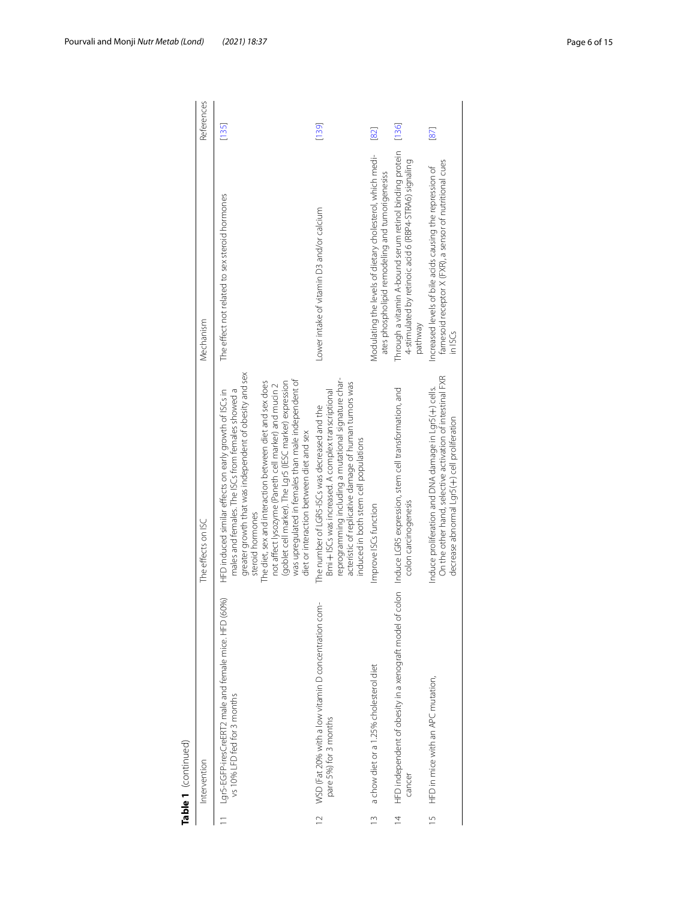**Table 1** (continued)

| | Intervention | The effects on ISC | Mechanism | References |
|---|---|---|---|---|
| 11 | Lgr5-EGFP-iresCreERT2 male and female mice. HFD (60%) vs 10% LFD fed for 3 months | HFD induced similar effects on early growth of ISCs in males and females. The ISCs from females showed a greater growth that was independent of obesity and sex steroid hormones<br>The diet, sex and interaction between diet and sex does not affect lysozyme (Paneth cell marker) and mucin 2 (goblet cell marker). The Lgr5 (IESC marker) expression was upregulated in females than male independent of diet or interaction between diet and sex | The effect not related to sex steroid hormones | [135] |
| 12 | WSD (Fat 20% with a low vitamin D concentration compare 5%) for 3 months | The number of LGR5-ISCs was decreased and the Bmi + ISCs was increased. A complex transcriptional reprogramming including a mutational signature characteristic of replicative damage of human tumors was induced in both stem cell populations | Lower intake of vitamin D3 and/or calcium | [139] |
| 13 | a chow diet or a 1.25% cholesterol diet | Improve ISCs function | Modulating the levels of dietary cholesterol, which mediates phospholipid remodeling and tumorigenesiss | [82] |
| 14 | HFD independent of obesity in a xenograft model of colon cancer | Induce LGR5 expression, stem cell transformation, and colon carcinogenesis | Through a vitamin A-bound serum retinol binding protein 4-stimulated by retinoic acid 6 (RBP4-STRA6) signaling pathway | [136] |
| 15 | HFD in mice with an APC mutation, | Induce proliferation and DNA damage in Lgr5(+) cells. On the other hand, selective activation of intestinal FXR decrease abnormal Lgr5(+) cell proliferation | Increased levels of bile acids causing the repression of farnesoid receptor X (FXR), a sensor of nutritional cues in ISCs | [87] |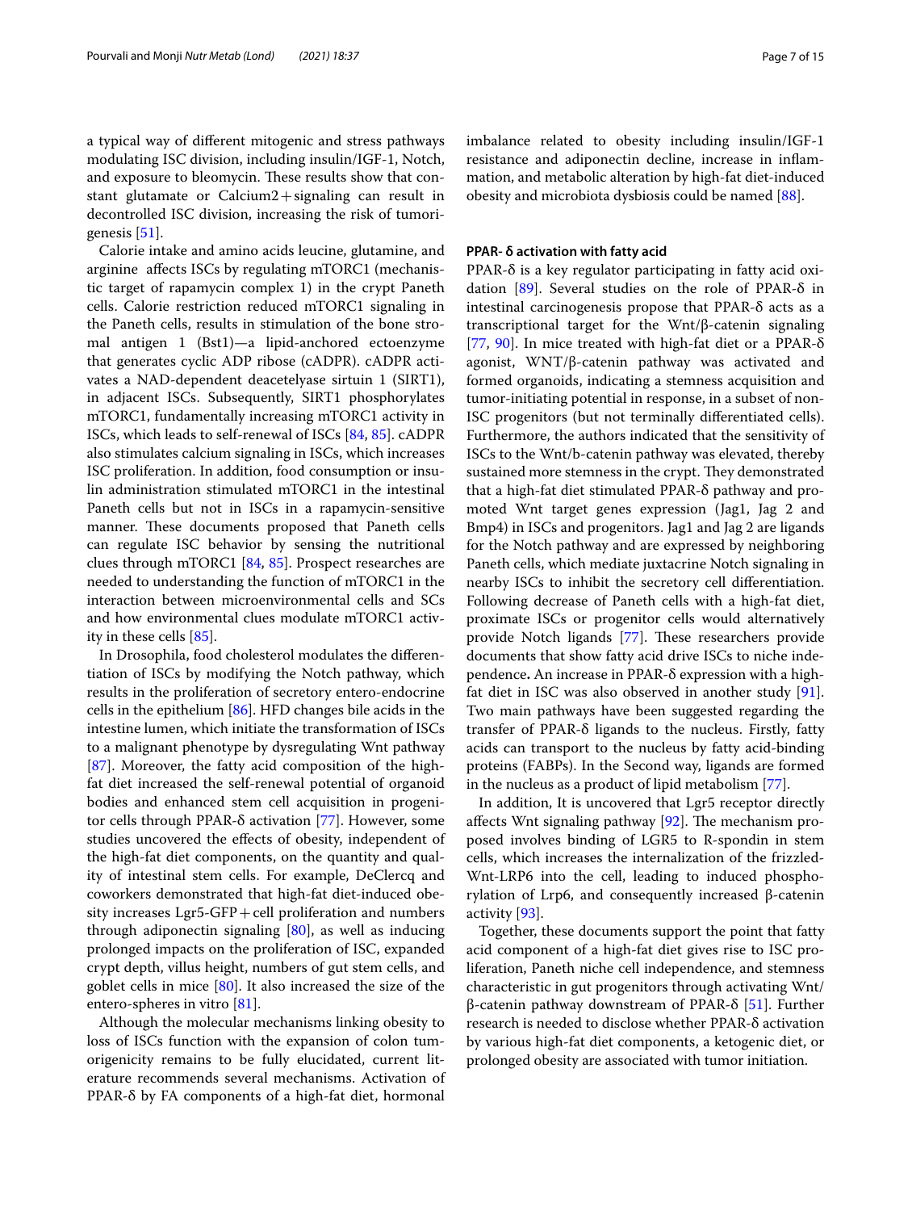a typical way of different mitogenic and stress pathways modulating ISC division, including insulin/IGF-1, Notch, and exposure to bleomycin. These results show that constant glutamate or Calcium2+signaling can result in decontrolled ISC division, increasing the risk of tumorigenesis [51].

Calorie intake and amino acids leucine, glutamine, and arginine affects ISCs by regulating mTORC1 (mechanistic target of rapamycin complex 1) in the crypt Paneth cells. Calorie restriction reduced mTORC1 signaling in the Paneth cells, results in stimulation of the bone stromal antigen 1 (Bst1)—a lipid-anchored ectoenzyme that generates cyclic ADP ribose (cADPR). cADPR activates a NAD-dependent deacetelyase sirtuin 1 (SIRT1), in adjacent ISCs. Subsequently, SIRT1 phosphorylates mTORC1, fundamentally increasing mTORC1 activity in ISCs, which leads to self-renewal of ISCs [84, 85]. cADPR also stimulates calcium signaling in ISCs, which increases ISC proliferation. In addition, food consumption or insulin administration stimulated mTORC1 in the intestinal Paneth cells but not in ISCs in a rapamycin-sensitive manner. These documents proposed that Paneth cells can regulate ISC behavior by sensing the nutritional clues through mTORC1 [84, 85]. Prospect researches are needed to understanding the function of mTORC1 in the interaction between microenvironmental cells and SCs and how environmental clues modulate mTORC1 activity in these cells [85].

In Drosophila, food cholesterol modulates the differentiation of ISCs by modifying the Notch pathway, which results in the proliferation of secretory entero-endocrine cells in the epithelium [86]. HFD changes bile acids in the intestine lumen, which initiate the transformation of ISCs to a malignant phenotype by dysregulating Wnt pathway [87]. Moreover, the fatty acid composition of the high-fat diet increased the self-renewal potential of organoid bodies and enhanced stem cell acquisition in progenitor cells through PPAR-δ activation [77]. However, some studies uncovered the effects of obesity, independent of the high-fat diet components, on the quantity and quality of intestinal stem cells. For example, DeClercq and coworkers demonstrated that high-fat diet-induced obesity increases Lgr5-GFP+cell proliferation and numbers through adiponectin signaling [80], as well as inducing prolonged impacts on the proliferation of ISC, expanded crypt depth, villus height, numbers of gut stem cells, and goblet cells in mice [80]. It also increased the size of the entero-spheres in vitro [81].

Although the molecular mechanisms linking obesity to loss of ISCs function with the expansion of colon tumorigenicity remains to be fully elucidated, current literature recommends several mechanisms. Activation of PPAR-δ by FA components of a high-fat diet, hormonal imbalance related to obesity including insulin/IGF-1 resistance and adiponectin decline, increase in inflammation, and metabolic alteration by high-fat diet-induced obesity and microbiota dysbiosis could be named [88].

#### PPAR- δ activation with fatty acid

PPAR-δ is a key regulator participating in fatty acid oxidation [89]. Several studies on the role of PPAR-δ in intestinal carcinogenesis propose that PPAR-δ acts as a transcriptional target for the Wnt/β-catenin signaling [77, 90]. In mice treated with high-fat diet or a PPAR-δ agonist, WNT/β-catenin pathway was activated and formed organoids, indicating a stemness acquisition and tumor-initiating potential in response, in a subset of non-ISC progenitors (but not terminally differentiated cells). Furthermore, the authors indicated that the sensitivity of ISCs to the Wnt/b-catenin pathway was elevated, thereby sustained more stemness in the crypt. They demonstrated that a high-fat diet stimulated PPAR-δ pathway and promoted Wnt target genes expression (Jag1, Jag 2 and Bmp4) in ISCs and progenitors. Jag1 and Jag 2 are ligands for the Notch pathway and are expressed by neighboring Paneth cells, which mediate juxtacrine Notch signaling in nearby ISCs to inhibit the secretory cell differentiation. Following decrease of Paneth cells with a high-fat diet, proximate ISCs or progenitor cells would alternatively provide Notch ligands [77]. These researchers provide documents that show fatty acid drive ISCs to niche independence**.** An increase in PPAR-δ expression with a high-fat diet in ISC was also observed in another study [91]. Two main pathways have been suggested regarding the transfer of PPAR-δ ligands to the nucleus. Firstly, fatty acids can transport to the nucleus by fatty acid-binding proteins (FABPs). In the Second way, ligands are formed in the nucleus as a product of lipid metabolism [77].

In addition, It is uncovered that Lgr5 receptor directly affects Wnt signaling pathway [92]. The mechanism proposed involves binding of LGR5 to R-spondin in stem cells, which increases the internalization of the frizzled-Wnt-LRP6 into the cell, leading to induced phosphorylation of Lrp6, and consequently increased β-catenin activity [93].

Together, these documents support the point that fatty acid component of a high-fat diet gives rise to ISC proliferation, Paneth niche cell independence, and stemness characteristic in gut progenitors through activating Wnt/β-catenin pathway downstream of PPAR-δ [51]. Further research is needed to disclose whether PPAR-δ activation by various high-fat diet components, a ketogenic diet, or prolonged obesity are associated with tumor initiation.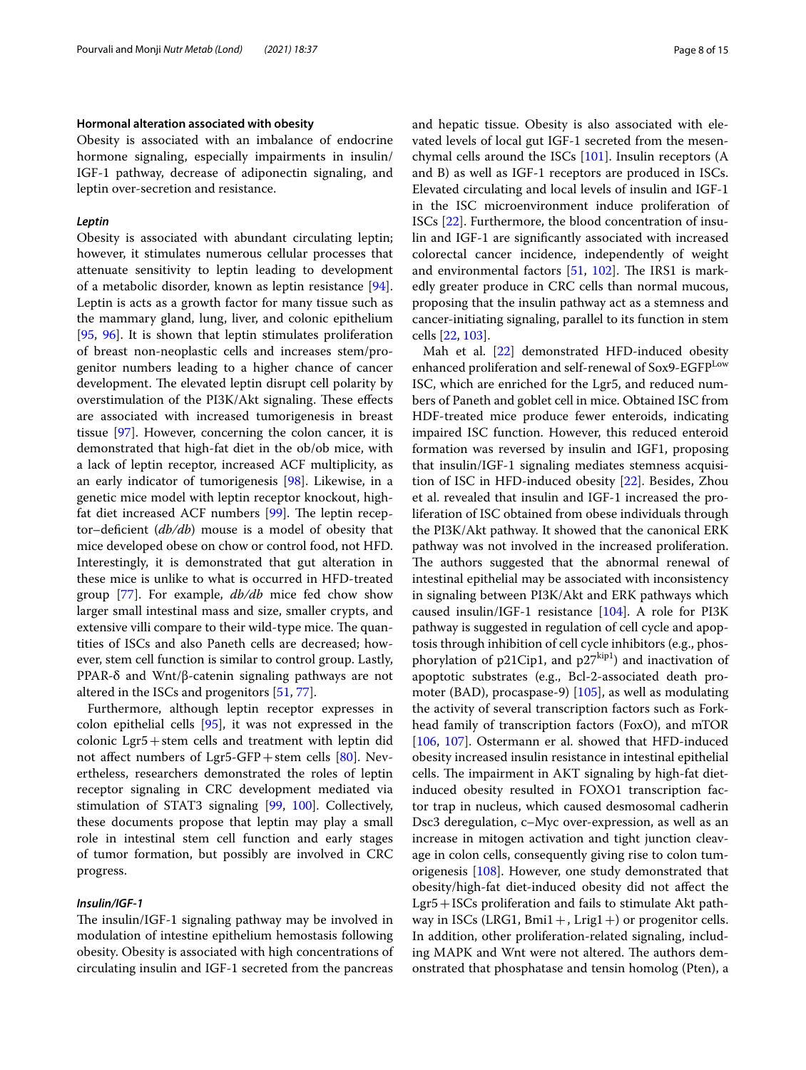### Hormonal alteration associated with obesity

Obesity is associated with an imbalance of endocrine hormone signaling, especially impairments in insulin/IGF-1 pathway, decrease of adiponectin signaling, and leptin over-secretion and resistance.

#### *Leptin*

Obesity is associated with abundant circulating leptin; however, it stimulates numerous cellular processes that attenuate sensitivity to leptin leading to development of a metabolic disorder, known as leptin resistance [94]. Leptin is acts as a growth factor for many tissue such as the mammary gland, lung, liver, and colonic epithelium [95, 96]. It is shown that leptin stimulates proliferation of breast non-neoplastic cells and increases stem/progenitor numbers leading to a higher chance of cancer development. The elevated leptin disrupt cell polarity by overstimulation of the PI3K/Akt signaling. These effects are associated with increased tumorigenesis in breast tissue [97]. However, concerning the colon cancer, it is demonstrated that high-fat diet in the ob/ob mice, with a lack of leptin receptor, increased ACF multiplicity, as an early indicator of tumorigenesis [98]. Likewise, in a genetic mice model with leptin receptor knockout, high-fat diet increased ACF numbers [99]. The leptin receptor–deficient (*db/db*) mouse is a model of obesity that mice developed obese on chow or control food, not HFD. Interestingly, it is demonstrated that gut alteration in these mice is unlike to what is occurred in HFD-treated group [77]. For example, *db/db* mice fed chow show larger small intestinal mass and size, smaller crypts, and extensive villi compare to their wild-type mice. The quantities of ISCs and also Paneth cells are decreased; however, stem cell function is similar to control group. Lastly, PPAR-δ and Wnt/β-catenin signaling pathways are not altered in the ISCs and progenitors [51, 77].

Furthermore, although leptin receptor expresses in colon epithelial cells [95], it was not expressed in the colonic Lgr5 + stem cells and treatment with leptin did not affect numbers of Lgr5-GFP + stem cells [80]. Nevertheless, researchers demonstrated the roles of leptin receptor signaling in CRC development mediated via stimulation of STAT3 signaling [99, 100]. Collectively, these documents propose that leptin may play a small role in intestinal stem cell function and early stages of tumor formation, but possibly are involved in CRC progress.

#### *Insulin/IGF-1*

The insulin/IGF-1 signaling pathway may be involved in modulation of intestine epithelium hemostasis following obesity. Obesity is associated with high concentrations of circulating insulin and IGF-1 secreted from the pancreas and hepatic tissue. Obesity is also associated with elevated levels of local gut IGF-1 secreted from the mesenchymal cells around the ISCs [101]. Insulin receptors (A and B) as well as IGF-1 receptors are produced in ISCs. Elevated circulating and local levels of insulin and IGF-1 in the ISC microenvironment induce proliferation of ISCs [22]. Furthermore, the blood concentration of insulin and IGF-1 are significantly associated with increased colorectal cancer incidence, independently of weight and environmental factors [51, 102]. The IRS1 is markedly greater produce in CRC cells than normal mucous, proposing that the insulin pathway act as a stemness and cancer-initiating signaling, parallel to its function in stem cells [22, 103].

Mah et al. [22] demonstrated HFD-induced obesity enhanced proliferation and self-renewal of Sox9-EGFP$^{Low}$ ISC, which are enriched for the Lgr5, and reduced numbers of Paneth and goblet cell in mice. Obtained ISC from HDF-treated mice produce fewer enteroids, indicating impaired ISC function. However, this reduced enteroid formation was reversed by insulin and IGF1, proposing that insulin/IGF-1 signaling mediates stemness acquisition of ISC in HFD-induced obesity [22]. Besides, Zhou et al. revealed that insulin and IGF-1 increased the proliferation of ISC obtained from obese individuals through the PI3K/Akt pathway. It showed that the canonical ERK pathway was not involved in the increased proliferation. The authors suggested that the abnormal renewal of intestinal epithelial may be associated with inconsistency in signaling between PI3K/Akt and ERK pathways which caused insulin/IGF-1 resistance [104]. A role for PI3K pathway is suggested in regulation of cell cycle and apoptosis through inhibition of cell cycle inhibitors (e.g., phosphorylation of p21Cip1, and p27$^{kip1}$) and inactivation of apoptotic substrates (e.g., Bcl-2-associated death promoter (BAD), procaspase-9) [105], as well as modulating the activity of several transcription factors such as Forkhead family of transcription factors (FoxO), and mTOR [106, 107]. Ostermann er al. showed that HFD-induced obesity increased insulin resistance in intestinal epithelial cells. The impairment in AKT signaling by high-fat diet-induced obesity resulted in FOXO1 transcription factor trap in nucleus, which caused desmosomal cadherin Dsc3 deregulation, c–Myc over-expression, as well as an increase in mitogen activation and tight junction cleavage in colon cells, consequently giving rise to colon tumorigenesis [108]. However, one study demonstrated that obesity/high-fat diet-induced obesity did not affect the Lgr5 + ISCs proliferation and fails to stimulate Akt pathway in ISCs (LRG1, Bmi1 +, Lrig1 +) or progenitor cells. In addition, other proliferation-related signaling, including MAPK and Wnt were not altered. The authors demonstrated that phosphatase and tensin homolog (Pten), a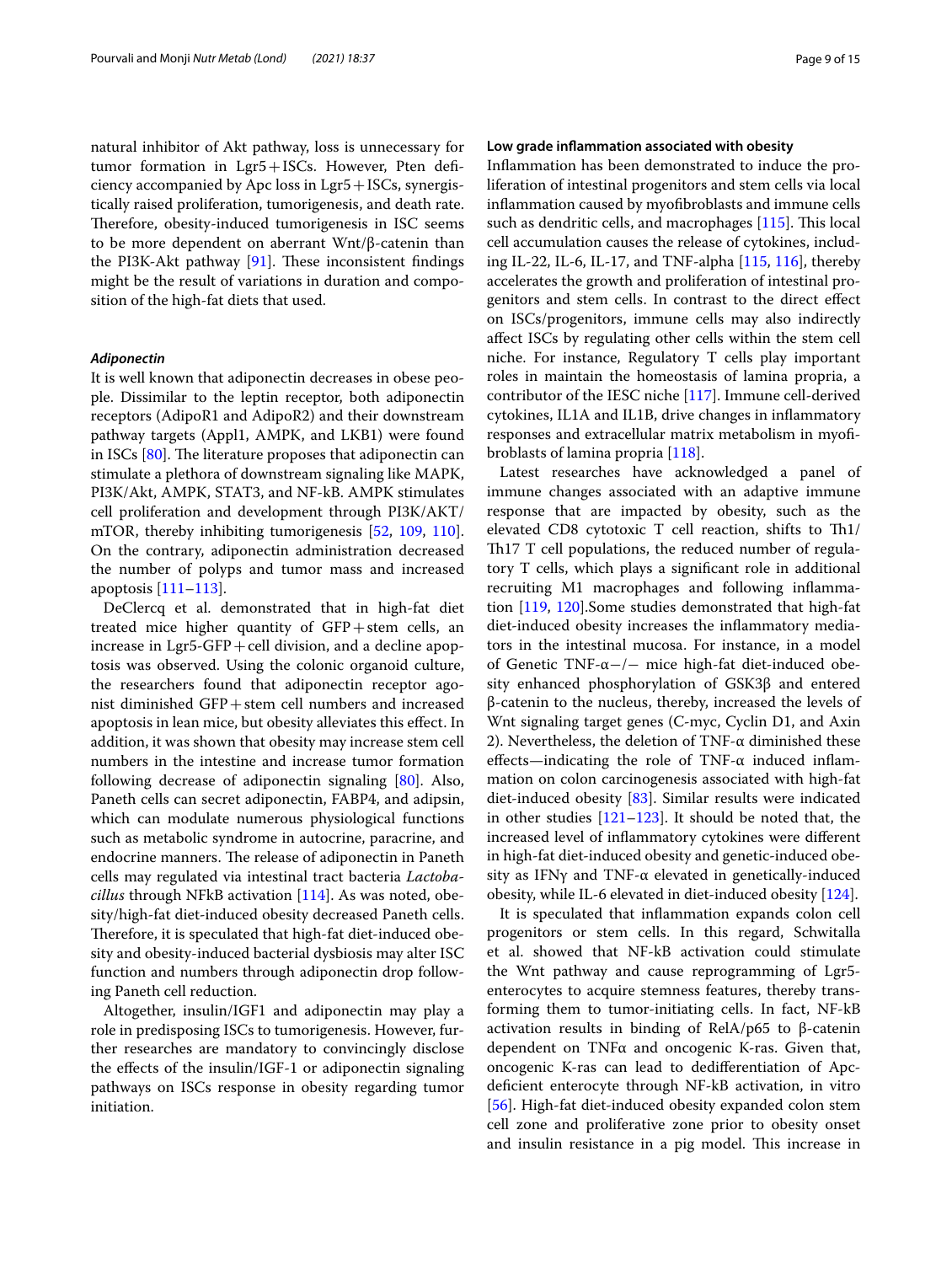natural inhibitor of Akt pathway, loss is unnecessary for tumor formation in Lgr5+ISCs. However, Pten deficiency accompanied by Apc loss in Lgr5+ISCs, synergistically raised proliferation, tumorigenesis, and death rate. Therefore, obesity-induced tumorigenesis in ISC seems to be more dependent on aberrant Wnt/β-catenin than the PI3K-Akt pathway [91]. These inconsistent findings might be the result of variations in duration and composition of the high-fat diets that used.

#### *Adiponectin*

It is well known that adiponectin decreases in obese people. Dissimilar to the leptin receptor, both adiponectin receptors (AdipoR1 and AdipoR2) and their downstream pathway targets (Appl1, AMPK, and LKB1) were found in ISCs [80]. The literature proposes that adiponectin can stimulate a plethora of downstream signaling like MAPK, PI3K/Akt, AMPK, STAT3, and NF-kB. AMPK stimulates cell proliferation and development through PI3K/AKT/mTOR, thereby inhibiting tumorigenesis [52, 109, 110]. On the contrary, adiponectin administration decreased the number of polyps and tumor mass and increased apoptosis [111–113].

DeClercq et al. demonstrated that in high-fat diet treated mice higher quantity of GFP+stem cells, an increase in Lgr5-GFP+cell division, and a decline apoptosis was observed. Using the colonic organoid culture, the researchers found that adiponectin receptor agonist diminished GFP+stem cell numbers and increased apoptosis in lean mice, but obesity alleviates this effect. In addition, it was shown that obesity may increase stem cell numbers in the intestine and increase tumor formation following decrease of adiponectin signaling [80]. Also, Paneth cells can secret adiponectin, FABP4, and adipsin, which can modulate numerous physiological functions such as metabolic syndrome in autocrine, paracrine, and endocrine manners. The release of adiponectin in Paneth cells may regulated via intestinal tract bacteria *Lactobacillus* through NFkB activation [114]. As was noted, obesity/high-fat diet-induced obesity decreased Paneth cells. Therefore, it is speculated that high-fat diet-induced obesity and obesity-induced bacterial dysbiosis may alter ISC function and numbers through adiponectin drop following Paneth cell reduction.

Altogether, insulin/IGF1 and adiponectin may play a role in predisposing ISCs to tumorigenesis. However, further researches are mandatory to convincingly disclose the effects of the insulin/IGF-1 or adiponectin signaling pathways on ISCs response in obesity regarding tumor initiation.

#### **Low grade inflammation associated with obesity**

Inflammation has been demonstrated to induce the proliferation of intestinal progenitors and stem cells via local inflammation caused by myofibroblasts and immune cells such as dendritic cells, and macrophages [115]. This local cell accumulation causes the release of cytokines, including IL-22, IL-6, IL-17, and TNF-alpha [115, 116], thereby accelerates the growth and proliferation of intestinal progenitors and stem cells. In contrast to the direct effect on ISCs/progenitors, immune cells may also indirectly affect ISCs by regulating other cells within the stem cell niche. For instance, Regulatory T cells play important roles in maintain the homeostasis of lamina propria, a contributor of the IESC niche [117]. Immune cell-derived cytokines, IL1A and IL1B, drive changes in inflammatory responses and extracellular matrix metabolism in myofibroblasts of lamina propria [118].

Latest researches have acknowledged a panel of immune changes associated with an adaptive immune response that are impacted by obesity, such as the elevated CD8 cytotoxic T cell reaction, shifts to Th1/Th17 T cell populations, the reduced number of regulatory T cells, which plays a significant role in additional recruiting M1 macrophages and following inflammation [119, 120].Some studies demonstrated that high-fat diet-induced obesity increases the inflammatory mediators in the intestinal mucosa. For instance, in a model of Genetic TNF-α−/− mice high-fat diet-induced obesity enhanced phosphorylation of GSK3β and entered β-catenin to the nucleus, thereby, increased the levels of Wnt signaling target genes (C-myc, Cyclin D1, and Axin 2). Nevertheless, the deletion of TNF-α diminished these effects—indicating the role of TNF-α induced inflammation on colon carcinogenesis associated with high-fat diet-induced obesity [83]. Similar results were indicated in other studies [121–123]. It should be noted that, the increased level of inflammatory cytokines were different in high-fat diet-induced obesity and genetic-induced obesity as IFNγ and TNF-α elevated in genetically-induced obesity, while IL-6 elevated in diet-induced obesity [124].

It is speculated that inflammation expands colon cell progenitors or stem cells. In this regard, Schwitalla et al. showed that NF-kB activation could stimulate the Wnt pathway and cause reprogramming of Lgr5-enterocytes to acquire stemness features, thereby transforming them to tumor-initiating cells. In fact, NF-kB activation results in binding of RelA/p65 to β-catenin dependent on TNFα and oncogenic K-ras. Given that, oncogenic K-ras can lead to dedifferentiation of Apc-deficient enterocyte through NF-kB activation, in vitro [56]. High-fat diet-induced obesity expanded colon stem cell zone and proliferative zone prior to obesity onset and insulin resistance in a pig model. This increase in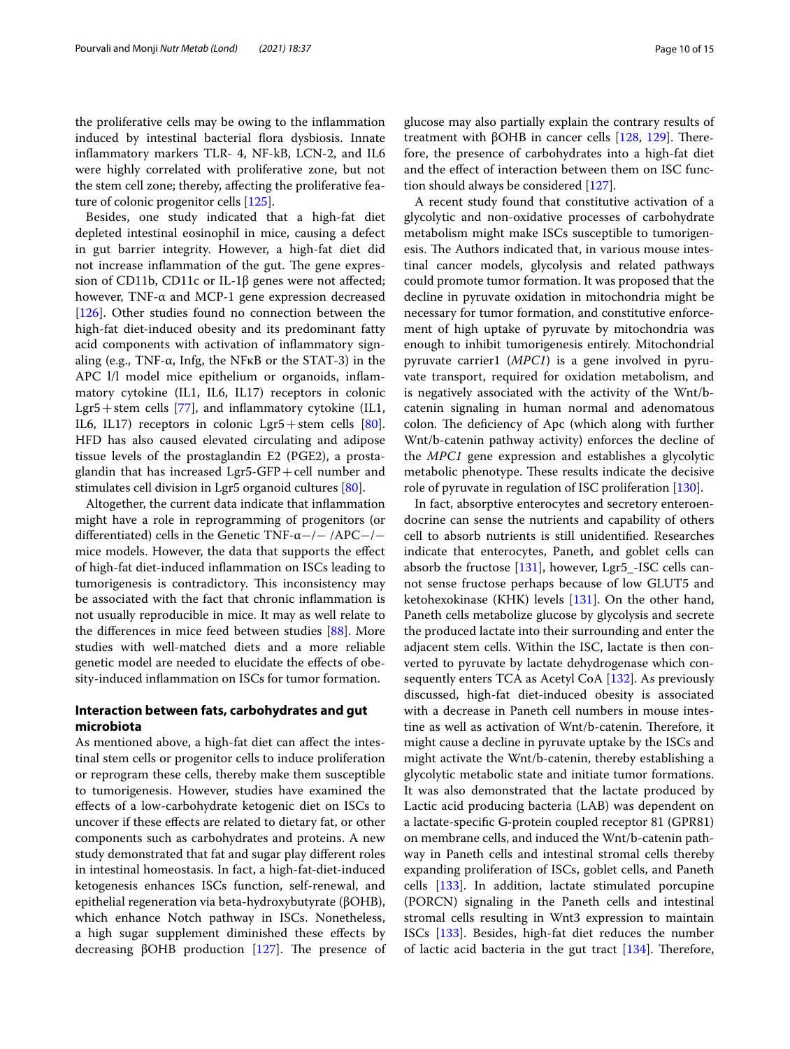the proliferative cells may be owing to the inflammation induced by intestinal bacterial flora dysbiosis. Innate inflammatory markers TLR- 4, NF-kB, LCN-2, and IL6 were highly correlated with proliferative zone, but not the stem cell zone; thereby, affecting the proliferative feature of colonic progenitor cells [125].

Besides, one study indicated that a high-fat diet depleted intestinal eosinophil in mice, causing a defect in gut barrier integrity. However, a high-fat diet did not increase inflammation of the gut. The gene expression of CD11b, CD11c or IL-1β genes were not affected; however, TNF-α and MCP-1 gene expression decreased [126]. Other studies found no connection between the high-fat diet-induced obesity and its predominant fatty acid components with activation of inflammatory signaling (e.g., TNF-α, Infg, the NFκB or the STAT-3) in the APC l/l model mice epithelium or organoids, inflammatory cytokine (IL1, IL6, IL17) receptors in colonic Lgr5 + stem cells [77], and inflammatory cytokine (IL1, IL6, IL17) receptors in colonic Lgr5 + stem cells [80]. HFD has also caused elevated circulating and adipose tissue levels of the prostaglandin E2 (PGE2), a prostaglandin that has increased Lgr5-GFP + cell number and stimulates cell division in Lgr5 organoid cultures [80].

Altogether, the current data indicate that inflammation might have a role in reprogramming of progenitors (or differentiated) cells in the Genetic TNF-α−/− /APC−/− mice models. However, the data that supports the effect of high-fat diet-induced inflammation on ISCs leading to tumorigenesis is contradictory. This inconsistency may be associated with the fact that chronic inflammation is not usually reproducible in mice. It may as well relate to the differences in mice feed between studies [88]. More studies with well-matched diets and a more reliable genetic model are needed to elucidate the effects of obesity-induced inflammation on ISCs for tumor formation.

## Interaction between fats, carbohydrates and gut microbiota

As mentioned above, a high-fat diet can affect the intestinal stem cells or progenitor cells to induce proliferation or reprogram these cells, thereby make them susceptible to tumorigenesis. However, studies have examined the effects of a low-carbohydrate ketogenic diet on ISCs to uncover if these effects are related to dietary fat, or other components such as carbohydrates and proteins. A new study demonstrated that fat and sugar play different roles in intestinal homeostasis. In fact, a high-fat-diet-induced ketogenesis enhances ISCs function, self-renewal, and epithelial regeneration via beta-hydroxybutyrate (βOHB), which enhance Notch pathway in ISCs. Nonetheless, a high sugar supplement diminished these effects by decreasing βOHB production [127]. The presence of glucose may also partially explain the contrary results of treatment with βOHB in cancer cells [128, 129]. Therefore, the presence of carbohydrates into a high-fat diet and the effect of interaction between them on ISC function should always be considered [127].

A recent study found that constitutive activation of a glycolytic and non-oxidative processes of carbohydrate metabolism might make ISCs susceptible to tumorigenesis. The Authors indicated that, in various mouse intestinal cancer models, glycolysis and related pathways could promote tumor formation. It was proposed that the decline in pyruvate oxidation in mitochondria might be necessary for tumor formation, and constitutive enforcement of high uptake of pyruvate by mitochondria was enough to inhibit tumorigenesis entirely. Mitochondrial pyruvate carrier1 (*MPC1*) is a gene involved in pyruvate transport, required for oxidation metabolism, and is negatively associated with the activity of the Wnt/b-catenin signaling in human normal and adenomatous colon. The deficiency of Apc (which along with further Wnt/b-catenin pathway activity) enforces the decline of the *MPC1* gene expression and establishes a glycolytic metabolic phenotype. These results indicate the decisive role of pyruvate in regulation of ISC proliferation [130].

In fact, absorptive enterocytes and secretory enteroendocrine can sense the nutrients and capability of others cell to absorb nutrients is still unidentified. Researches indicate that enterocytes, Paneth, and goblet cells can absorb the fructose [131], however, Lgr5_-ISC cells cannot sense fructose perhaps because of low GLUT5 and ketohexokinase (KHK) levels [131]. On the other hand, Paneth cells metabolize glucose by glycolysis and secrete the produced lactate into their surrounding and enter the adjacent stem cells. Within the ISC, lactate is then converted to pyruvate by lactate dehydrogenase which consequently enters TCA as Acetyl CoA [132]. As previously discussed, high-fat diet-induced obesity is associated with a decrease in Paneth cell numbers in mouse intestine as well as activation of Wnt/b-catenin. Therefore, it might cause a decline in pyruvate uptake by the ISCs and might activate the Wnt/b-catenin, thereby establishing a glycolytic metabolic state and initiate tumor formations. It was also demonstrated that the lactate produced by Lactic acid producing bacteria (LAB) was dependent on a lactate-specific G-protein coupled receptor 81 (GPR81) on membrane cells, and induced the Wnt/b-catenin pathway in Paneth cells and intestinal stromal cells thereby expanding proliferation of ISCs, goblet cells, and Paneth cells [133]. In addition, lactate stimulated porcupine (PORCN) signaling in the Paneth cells and intestinal stromal cells resulting in Wnt3 expression to maintain ISCs [133]. Besides, high-fat diet reduces the number of lactic acid bacteria in the gut tract [134]. Therefore,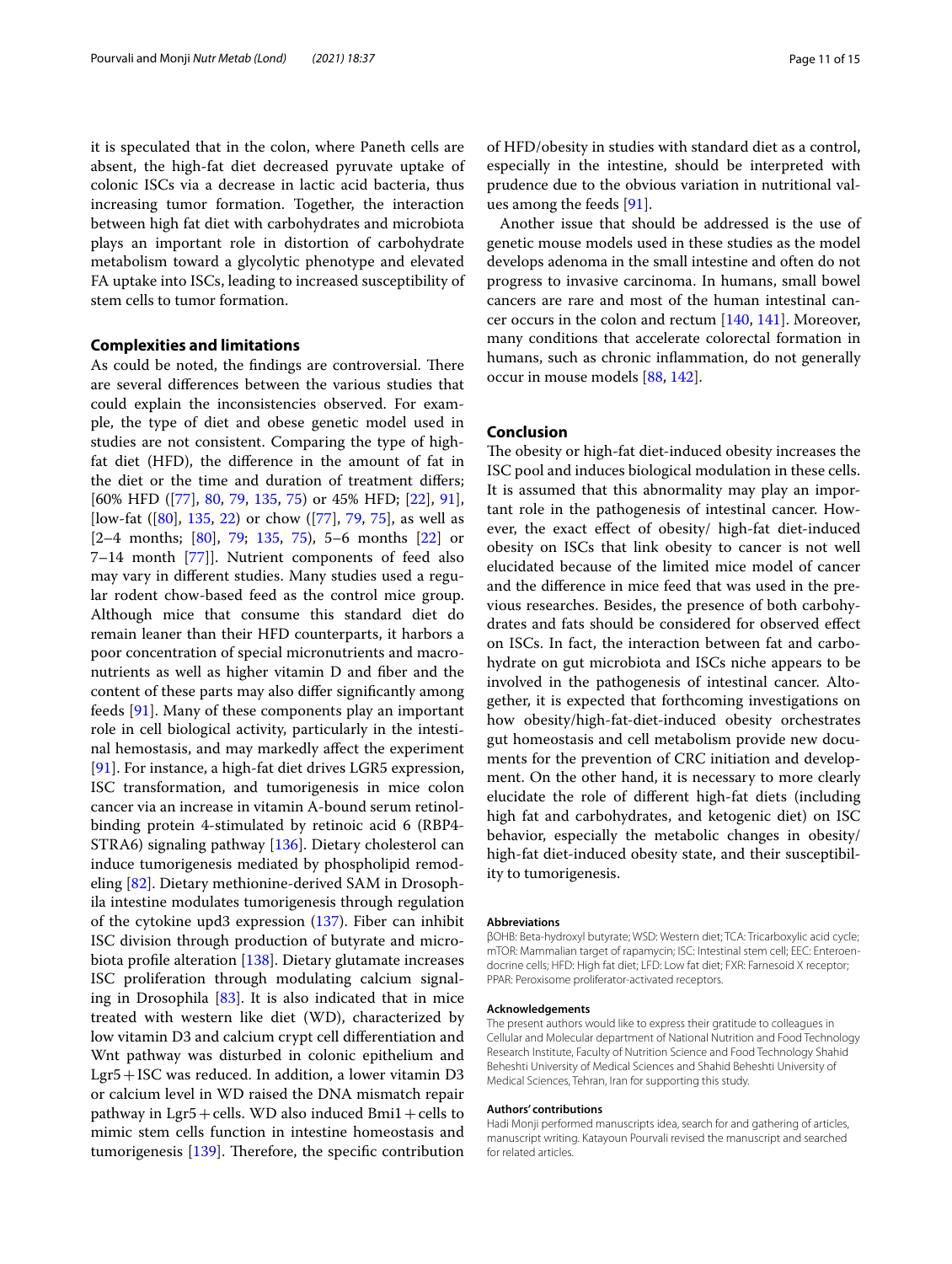it is speculated that in the colon, where Paneth cells are absent, the high-fat diet decreased pyruvate uptake of colonic ISCs via a decrease in lactic acid bacteria, thus increasing tumor formation. Together, the interaction between high fat diet with carbohydrates and microbiota plays an important role in distortion of carbohydrate metabolism toward a glycolytic phenotype and elevated FA uptake into ISCs, leading to increased susceptibility of stem cells to tumor formation.

## Complexities and limitations

As could be noted, the findings are controversial. There are several differences between the various studies that could explain the inconsistencies observed. For example, the type of diet and obese genetic model used in studies are not consistent. Comparing the type of high-fat diet (HFD), the difference in the amount of fat in the diet or the time and duration of treatment differs; [60% HFD ([77], 80, 79, 135, 75) or 45% HFD; [22], 91], [low-fat ([80], 135, 22) or chow ([77], 79, 75], as well as [2–4 months; [80], 79; 135, 75), 5–6 months [22] or 7–14 month [77]]. Nutrient components of feed also may vary in different studies. Many studies used a regular rodent chow-based feed as the control mice group. Although mice that consume this standard diet do remain leaner than their HFD counterparts, it harbors a poor concentration of special micronutrients and macronutrients as well as higher vitamin D and fiber and the content of these parts may also differ significantly among feeds [91]. Many of these components play an important role in cell biological activity, particularly in the intestinal hemostasis, and may markedly affect the experiment [91]. For instance, a high-fat diet drives LGR5 expression, ISC transformation, and tumorigenesis in mice colon cancer via an increase in vitamin A-bound serum retinol-binding protein 4-stimulated by retinoic acid 6 (RBP4-STRA6) signaling pathway [136]. Dietary cholesterol can induce tumorigenesis mediated by phospholipid remodeling [82]. Dietary methionine-derived SAM in Drosophila intestine modulates tumorigenesis through regulation of the cytokine upd3 expression (137). Fiber can inhibit ISC division through production of butyrate and microbiota profile alteration [138]. Dietary glutamate increases ISC proliferation through modulating calcium signaling in Drosophila [83]. It is also indicated that in mice treated with western like diet (WD), characterized by low vitamin D3 and calcium crypt cell differentiation and Wnt pathway was disturbed in colonic epithelium and Lgr5 + ISC was reduced. In addition, a lower vitamin D3 or calcium level in WD raised the DNA mismatch repair pathway in Lgr5 + cells. WD also induced Bmi1 + cells to mimic stem cells function in intestine homeostasis and tumorigenesis [139]. Therefore, the specific contribution of HFD/obesity in studies with standard diet as a control, especially in the intestine, should be interpreted with prudence due to the obvious variation in nutritional values among the feeds [91].

Another issue that should be addressed is the use of genetic mouse models used in these studies as the model develops adenoma in the small intestine and often do not progress to invasive carcinoma. In humans, small bowel cancers are rare and most of the human intestinal cancer occurs in the colon and rectum [140, 141]. Moreover, many conditions that accelerate colorectal formation in humans, such as chronic inflammation, do not generally occur in mouse models [88, 142].

## Conclusion

The obesity or high-fat diet-induced obesity increases the ISC pool and induces biological modulation in these cells. It is assumed that this abnormality may play an important role in the pathogenesis of intestinal cancer. However, the exact effect of obesity/ high-fat diet-induced obesity on ISCs that link obesity to cancer is not well elucidated because of the limited mice model of cancer and the difference in mice feed that was used in the previous researches. Besides, the presence of both carbohydrates and fats should be considered for observed effect on ISCs. In fact, the interaction between fat and carbohydrate on gut microbiota and ISCs niche appears to be involved in the pathogenesis of intestinal cancer. Altogether, it is expected that forthcoming investigations on how obesity/high-fat-diet-induced obesity orchestrates gut homeostasis and cell metabolism provide new documents for the prevention of CRC initiation and development. On the other hand, it is necessary to more clearly elucidate the role of different high-fat diets (including high fat and carbohydrates, and ketogenic diet) on ISC behavior, especially the metabolic changes in obesity/ high-fat diet-induced obesity state, and their susceptibility to tumorigenesis.

#### Abbreviations

βOHB: Beta-hydroxyl butyrate; WSD: Western diet; TCA: Tricarboxylic acid cycle; mTOR: Mammalian target of rapamycin; ISC: Intestinal stem cell; EEC: Enteroendocrine cells; HFD: High fat diet; LFD: Low fat diet; FXR: Farnesoid X receptor; PPAR: Peroxisome proliferator-activated receptors.

#### Acknowledgements

The present authors would like to express their gratitude to colleagues in Cellular and Molecular department of National Nutrition and Food Technology Research Institute, Faculty of Nutrition Science and Food Technology Shahid Beheshti University of Medical Sciences and Shahid Beheshti University of Medical Sciences, Tehran, Iran for supporting this study.

#### Authors' contributions

Hadi Monji performed manuscripts idea, search for and gathering of articles, manuscript writing. Katayoun Pourvali revised the manuscript and searched for related articles.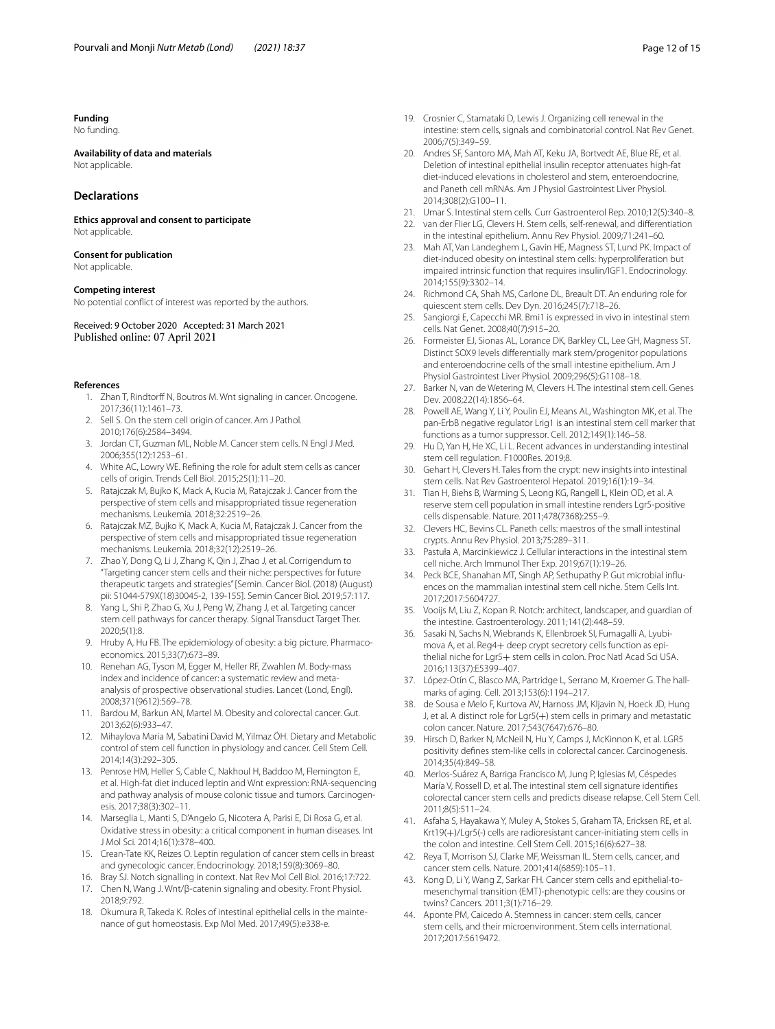### Funding

No funding.

### Availability of data and materials

Not applicable.

## Declarations

### Ethics approval and consent to participate

Not applicable.

### Consent for publication

Not applicable.

### Competing interest

No potential conflict of interest was reported by the authors.

Received: 9 October 2020 Accepted: 31 March 2021
Published online: 07 April 2021

### References

1. Zhan T, Rindtorff N, Boutros M. Wnt signaling in cancer. Oncogene. 2017;36(11):1461–73.
2. Sell S. On the stem cell origin of cancer. Am J Pathol. 2010;176(6):2584–3494.
3. Jordan CT, Guzman ML, Noble M. Cancer stem cells. N Engl J Med. 2006;355(12):1253–61.
4. White AC, Lowry WE. Refining the role for adult stem cells as cancer cells of origin. Trends Cell Biol. 2015;25(1):11–20.
5. Ratajczak M, Bujko K, Mack A, Kucia M, Ratajczak J. Cancer from the perspective of stem cells and misappropriated tissue regeneration mechanisms. Leukemia. 2018;32:2519–26.
6. Ratajczak MZ, Bujko K, Mack A, Kucia M, Ratajczak J. Cancer from the perspective of stem cells and misappropriated tissue regeneration mechanisms. Leukemia. 2018;32(12):2519–26.
7. Zhao Y, Dong Q, Li J, Zhang K, Qin J, Zhao J, et al. Corrigendum to "Targeting cancer stem cells and their niche: perspectives for future therapeutic targets and strategies" [Semin. Cancer Biol. (2018) (August) pii: S1044-579X(18)30045-2, 139-155]. Semin Cancer Biol. 2019;57:117.
8. Yang L, Shi P, Zhao G, Xu J, Peng W, Zhang J, et al. Targeting cancer stem cell pathways for cancer therapy. Signal Transduct Target Ther. 2020;5(1):8.
9. Hruby A, Hu FB. The epidemiology of obesity: a big picture. Pharmacoeconomics. 2015;33(7):673–89.
10. Renehan AG, Tyson M, Egger M, Heller RF, Zwahlen M. Body-mass index and incidence of cancer: a systematic review and meta-analysis of prospective observational studies. Lancet (Lond, Engl). 2008;371(9612):569–78.
11. Bardou M, Barkun AN, Martel M. Obesity and colorectal cancer. Gut. 2013;62(6):933–47.
12. Mihaylova Maria M, Sabatini David M, Yilmaz ÖH. Dietary and Metabolic control of stem cell function in physiology and cancer. Cell Stem Cell. 2014;14(3):292–305.
13. Penrose HM, Heller S, Cable C, Nakhoul H, Baddoo M, Flemington E, et al. High-fat diet induced leptin and Wnt expression: RNA-sequencing and pathway analysis of mouse colonic tissue and tumors. Carcinogenesis. 2017;38(3):302–11.
14. Marseglia L, Manti S, D'Angelo G, Nicotera A, Parisi E, Di Rosa G, et al. Oxidative stress in obesity: a critical component in human diseases. Int J Mol Sci. 2014;16(1):378–400.
15. Crean-Tate KK, Reizes O. Leptin regulation of cancer stem cells in breast and gynecologic cancer. Endocrinology. 2018;159(8):3069–80.
16. Bray SJ. Notch signalling in context. Nat Rev Mol Cell Biol. 2016;17:722.
17. Chen N, Wang J. Wnt/β-catenin signaling and obesity. Front Physiol. 2018;9:792.
18. Okumura R, Takeda K. Roles of intestinal epithelial cells in the maintenance of gut homeostasis. Exp Mol Med. 2017;49(5):e338-e.
19. Crosnier C, Stamataki D, Lewis J. Organizing cell renewal in the intestine: stem cells, signals and combinatorial control. Nat Rev Genet. 2006;7(5):349–59.
20. Andres SF, Santoro MA, Mah AT, Keku JA, Bortvedt AE, Blue RE, et al. Deletion of intestinal epithelial insulin receptor attenuates high-fat diet-induced elevations in cholesterol and stem, enteroendocrine, and Paneth cell mRNAs. Am J Physiol Gastrointest Liver Physiol. 2014;308(2):G100–11.
21. Umar S. Intestinal stem cells. Curr Gastroenterol Rep. 2010;12(5):340–8.
22. van der Flier LG, Clevers H. Stem cells, self-renewal, and differentiation in the intestinal epithelium. Annu Rev Physiol. 2009;71:241–60.
23. Mah AT, Van Landeghem L, Gavin HE, Magness ST, Lund PK. Impact of diet-induced obesity on intestinal stem cells: hyperproliferation but impaired intrinsic function that requires insulin/IGF1. Endocrinology. 2014;155(9):3302–14.
24. Richmond CA, Shah MS, Carlone DL, Breault DT. An enduring role for quiescent stem cells. Dev Dyn. 2016;245(7):718–26.
25. Sangiorgi E, Capecchi MR. Bmi1 is expressed in vivo in intestinal stem cells. Nat Genet. 2008;40(7):915–20.
26. Formeister EJ, Sionas AL, Lorance DK, Barkley CL, Lee GH, Magness ST. Distinct SOX9 levels differentially mark stem/progenitor populations and enteroendocrine cells of the small intestine epithelium. Am J Physiol Gastrointest Liver Physiol. 2009;296(5):G1108–18.
27. Barker N, van de Wetering M, Clevers H. The intestinal stem cell. Genes Dev. 2008;22(14):1856–64.
28. Powell AE, Wang Y, Li Y, Poulin EJ, Means AL, Washington MK, et al. The pan-ErbB negative regulator Lrig1 is an intestinal stem cell marker that functions as a tumor suppressor. Cell. 2012;149(1):146–58.
29. Hu D, Yan H, He XC, Li L. Recent advances in understanding intestinal stem cell regulation. F1000Res. 2019;8.
30. Gehart H, Clevers H. Tales from the crypt: new insights into intestinal stem cells. Nat Rev Gastroenterol Hepatol. 2019;16(1):19–34.
31. Tian H, Biehs B, Warming S, Leong KG, Rangell L, Klein OD, et al. A reserve stem cell population in small intestine renders Lgr5-positive cells dispensable. Nature. 2011;478(7368):255–9.
32. Clevers HC, Bevins CL. Paneth cells: maestros of the small intestinal crypts. Annu Rev Physiol. 2013;75:289–311.
33. Pastuła A, Marcinkiewicz J. Cellular interactions in the intestinal stem cell niche. Arch Immunol Ther Exp. 2019;67(1):19–26.
34. Peck BCE, Shanahan MT, Singh AP, Sethupathy P. Gut microbial influences on the mammalian intestinal stem cell niche. Stem Cells Int. 2017;2017:5604727.
35. Vooijs M, Liu Z, Kopan R. Notch: architect, landscaper, and guardian of the intestine. Gastroenterology. 2011;141(2):448–59.
36. Sasaki N, Sachs N, Wiebrands K, Ellenbroek SI, Fumagalli A, Lyubimova A, et al. Reg4+ deep crypt secretory cells function as epithelial niche for Lgr5+ stem cells in colon. Proc Natl Acad Sci USA. 2016;113(37):E5399–407.
37. López-Otín C, Blasco MA, Partridge L, Serrano M, Kroemer G. The hallmarks of aging. Cell. 2013;153(6):1194–217.
38. de Sousa e Melo F, Kurtova AV, Harnoss JM, Kljavin N, Hoeck JD, Hung J, et al. A distinct role for Lgr5(+) stem cells in primary and metastatic colon cancer. Nature. 2017;543(7647):676–80.
39. Hirsch D, Barker N, McNeil N, Hu Y, Camps J, McKinnon K, et al. LGR5 positivity defines stem-like cells in colorectal cancer. Carcinogenesis. 2014;35(4):849–58.
40. Merlos-Suárez A, Barriga Francisco M, Jung P, Iglesias M, Céspedes María V, Rossell D, et al. The intestinal stem cell signature identifies colorectal cancer stem cells and predicts disease relapse. Cell Stem Cell. 2011;8(5):511–24.
41. Asfaha S, Hayakawa Y, Muley A, Stokes S, Graham TA, Ericksen RE, et al. Krt19(+)/Lgr5(-) cells are radioresistant cancer-initiating stem cells in the colon and intestine. Cell Stem Cell. 2015;16(6):627–38.
42. Reya T, Morrison SJ, Clarke MF, Weissman IL. Stem cells, cancer, and cancer stem cells. Nature. 2001;414(6859):105–11.
43. Kong D, Li Y, Wang Z, Sarkar FH. Cancer stem cells and epithelial-to-mesenchymal transition (EMT)-phenotypic cells: are they cousins or twins? Cancers. 2011;3(1):716–29.
44. Aponte PM, Caicedo A. Stemness in cancer: stem cells, cancer stem cells, and their microenvironment. Stem cells international. 2017;2017:5619472.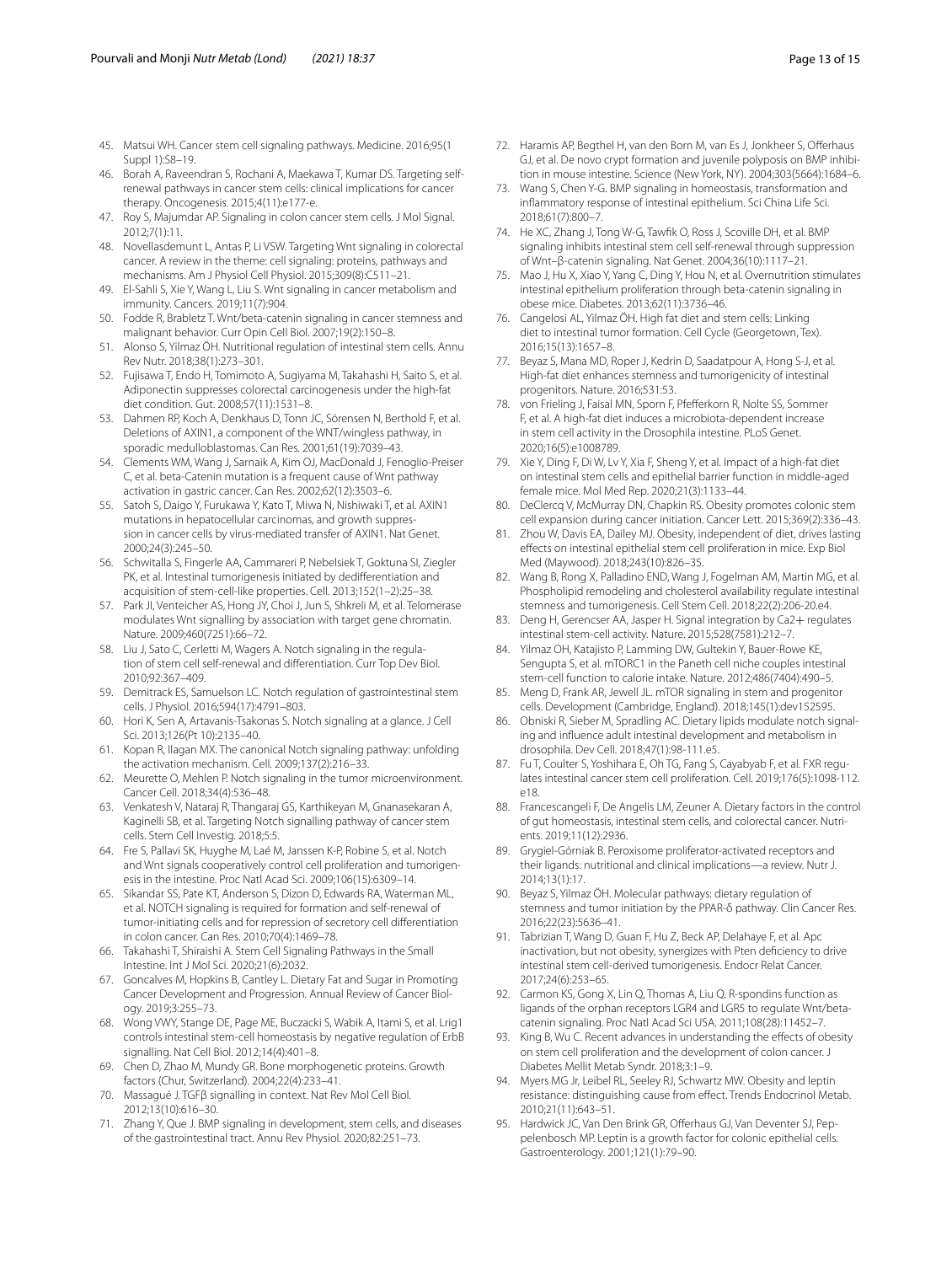45. Matsui WH. Cancer stem cell signaling pathways. Medicine. 2016;95(1 Suppl 1):S8–19.
46. Borah A, Raveendran S, Rochani A, Maekawa T, Kumar DS. Targeting self-renewal pathways in cancer stem cells: clinical implications for cancer therapy. Oncogenesis. 2015;4(11):e177-e.
47. Roy S, Majumdar AP. Signaling in colon cancer stem cells. J Mol Signal. 2012;7(1):11.
48. Novellasdemunt L, Antas P, Li VSW. Targeting Wnt signaling in colorectal cancer. A review in the theme: cell signaling: proteins, pathways and mechanisms. Am J Physiol Cell Physiol. 2015;309(8):C511–21.
49. El-Sahli S, Xie Y, Wang L, Liu S. Wnt signaling in cancer metabolism and immunity. Cancers. 2019;11(7):904.
50. Fodde R, Brabletz T. Wnt/beta-catenin signaling in cancer stemness and malignant behavior. Curr Opin Cell Biol. 2007;19(2):150–8.
51. Alonso S, Yilmaz ÖH. Nutritional regulation of intestinal stem cells. Annu Rev Nutr. 2018;38(1):273–301.
52. Fujisawa T, Endo H, Tomimoto A, Sugiyama M, Takahashi H, Saito S, et al. Adiponectin suppresses colorectal carcinogenesis under the high-fat diet condition. Gut. 2008;57(11):1531–8.
53. Dahmen RP, Koch A, Denkhaus D, Tonn JC, Sörensen N, Berthold F, et al. Deletions of AXIN1, a component of the WNT/wingless pathway, in sporadic medulloblastomas. Can Res. 2001;61(19):7039–43.
54. Clements WM, Wang J, Sarnaik A, Kim OJ, MacDonald J, Fenoglio-Preiser C, et al. beta-Catenin mutation is a frequent cause of Wnt pathway activation in gastric cancer. Can Res. 2002;62(12):3503–6.
55. Satoh S, Daigo Y, Furukawa Y, Kato T, Miwa N, Nishiwaki T, et al. AXIN1 mutations in hepatocellular carcinomas, and growth suppression in cancer cells by virus-mediated transfer of AXIN1. Nat Genet. 2000;24(3):245–50.
56. Schwitalla S, Fingerle AA, Cammareri P, Nebelsiek T, Goktuna SI, Ziegler PK, et al. Intestinal tumorigenesis initiated by dedifferentiation and acquisition of stem-cell-like properties. Cell. 2013;152(1–2):25–38.
57. Park JI, Venteicher AS, Hong JY, Choi J, Jun S, Shkreli M, et al. Telomerase modulates Wnt signalling by association with target gene chromatin. Nature. 2009;460(7251):66–72.
58. Liu J, Sato C, Cerletti M, Wagers A. Notch signaling in the regulation of stem cell self-renewal and differentiation. Curr Top Dev Biol. 2010;92:367–409.
59. Demitrack ES, Samuelson LC. Notch regulation of gastrointestinal stem cells. J Physiol. 2016;594(17):4791–803.
60. Hori K, Sen A, Artavanis-Tsakonas S. Notch signaling at a glance. J Cell Sci. 2013;126(Pt 10):2135–40.
61. Kopan R, Ilagan MX. The canonical Notch signaling pathway: unfolding the activation mechanism. Cell. 2009;137(2):216–33.
62. Meurette O, Mehlen P. Notch signaling in the tumor microenvironment. Cancer Cell. 2018;34(4):536–48.
63. Venkatesh V, Nataraj R, Thangaraj GS, Karthikeyan M, Gnanasekaran A, Kaginelli SB, et al. Targeting Notch signalling pathway of cancer stem cells. Stem Cell Investig. 2018;5:5.
64. Fre S, Pallavi SK, Huyghe M, Laé M, Janssen K-P, Robine S, et al. Notch and Wnt signals cooperatively control cell proliferation and tumorigenesis in the intestine. Proc Natl Acad Sci. 2009;106(15):6309–14.
65. Sikandar SS, Pate KT, Anderson S, Dizon D, Edwards RA, Waterman ML, et al. NOTCH signaling is required for formation and self-renewal of tumor-initiating cells and for repression of secretory cell differentiation in colon cancer. Can Res. 2010;70(4):1469–78.
66. Takahashi T, Shiraishi A. Stem Cell Signaling Pathways in the Small Intestine. Int J Mol Sci. 2020;21(6):2032.
67. Goncalves M, Hopkins B, Cantley L. Dietary Fat and Sugar in Promoting Cancer Development and Progression. Annual Review of Cancer Biology. 2019;3:255–73.
68. Wong VWY, Stange DE, Page ME, Buczacki S, Wabik A, Itami S, et al. Lrig1 controls intestinal stem-cell homeostasis by negative regulation of ErbB signalling. Nat Cell Biol. 2012;14(4):401–8.
69. Chen D, Zhao M, Mundy GR. Bone morphogenetic proteins. Growth factors (Chur, Switzerland). 2004;22(4):233–41.
70. Massagué J. TGFβ signalling in context. Nat Rev Mol Cell Biol. 2012;13(10):616–30.
71. Zhang Y, Que J. BMP signaling in development, stem cells, and diseases of the gastrointestinal tract. Annu Rev Physiol. 2020;82:251–73.
72. Haramis AP, Begthel H, van den Born M, van Es J, Jonkheer S, Offerhaus GJ, et al. De novo crypt formation and juvenile polyposis on BMP inhibition in mouse intestine. Science (New York, NY). 2004;303(5664):1684–6.
73. Wang S, Chen Y-G. BMP signaling in homeostasis, transformation and inflammatory response of intestinal epithelium. Sci China Life Sci. 2018;61(7):800–7.
74. He XC, Zhang J, Tong W-G, Tawfik O, Ross J, Scoville DH, et al. BMP signaling inhibits intestinal stem cell self-renewal through suppression of Wnt–β-catenin signaling. Nat Genet. 2004;36(10):1117–21.
75. Mao J, Hu X, Xiao Y, Yang C, Ding Y, Hou N, et al. Overnutrition stimulates intestinal epithelium proliferation through beta-catenin signaling in obese mice. Diabetes. 2013;62(11):3736–46.
76. Cangelosi AL, Yilmaz ÖH. High fat diet and stem cells: Linking diet to intestinal tumor formation. Cell Cycle (Georgetown, Tex). 2016;15(13):1657–8.
77. Beyaz S, Mana MD, Roper J, Kedrin D, Saadatpour A, Hong S-J, et al. High-fat diet enhances stemness and tumorigenicity of intestinal progenitors. Nature. 2016;531:53.
78. von Frieling J, Faisal MN, Sporn F, Pfefferkorn R, Nolte SS, Sommer F, et al. A high-fat diet induces a microbiota-dependent increase in stem cell activity in the Drosophila intestine. PLoS Genet. 2020;16(5):e1008789.
79. Xie Y, Ding F, Di W, Lv Y, Xia F, Sheng Y, et al. Impact of a high-fat diet on intestinal stem cells and epithelial barrier function in middle-aged female mice. Mol Med Rep. 2020;21(3):1133–44.
80. DeClercq V, McMurray DN, Chapkin RS. Obesity promotes colonic stem cell expansion during cancer initiation. Cancer Lett. 2015;369(2):336–43.
81. Zhou W, Davis EA, Dailey MJ. Obesity, independent of diet, drives lasting effects on intestinal epithelial stem cell proliferation in mice. Exp Biol Med (Maywood). 2018;243(10):826–35.
82. Wang B, Rong X, Palladino END, Wang J, Fogelman AM, Martin MG, et al. Phospholipid remodeling and cholesterol availability regulate intestinal stemness and tumorigenesis. Cell Stem Cell. 2018;22(2):206-20.e4.
83. Deng H, Gerencser AA, Jasper H. Signal integration by Ca2+ regulates intestinal stem-cell activity. Nature. 2015;528(7581):212–7.
84. Yilmaz OH, Katajisto P, Lamming DW, Gultekin Y, Bauer-Rowe KE, Sengupta S, et al. mTORC1 in the Paneth cell niche couples intestinal stem-cell function to calorie intake. Nature. 2012;486(7404):490–5.
85. Meng D, Frank AR, Jewell JL. mTOR signaling in stem and progenitor cells. Development (Cambridge, England). 2018;145(1):dev152595.
86. Obniski R, Sieber M, Spradling AC. Dietary lipids modulate notch signaling and influence adult intestinal development and metabolism in drosophila. Dev Cell. 2018;47(1):98-111.e5.
87. Fu T, Coulter S, Yoshihara E, Oh TG, Fang S, Cayabyab F, et al. FXR regulates intestinal cancer stem cell proliferation. Cell. 2019;176(5):1098-112.e18.
88. Francescangeli F, De Angelis LM, Zeuner A. Dietary factors in the control of gut homeostasis, intestinal stem cells, and colorectal cancer. Nutrients. 2019;11(12):2936.
89. Grygiel-Górniak B. Peroxisome proliferator-activated receptors and their ligands: nutritional and clinical implications—a review. Nutr J. 2014;13(1):17.
90. Beyaz S, Yilmaz ÖH. Molecular pathways: dietary regulation of stemness and tumor initiation by the PPAR-δ pathway. Clin Cancer Res. 2016;22(23):5636–41.
91. Tabrizian T, Wang D, Guan F, Hu Z, Beck AP, Delahaye F, et al. Apc inactivation, but not obesity, synergizes with Pten deficiency to drive intestinal stem cell-derived tumorigenesis. Endocr Relat Cancer. 2017;24(6):253–65.
92. Carmon KS, Gong X, Lin Q, Thomas A, Liu Q. R-spondins function as ligands of the orphan receptors LGR4 and LGR5 to regulate Wnt/beta-catenin signaling. Proc Natl Acad Sci USA. 2011;108(28):11452–7.
93. King B, Wu C. Recent advances in understanding the effects of obesity on stem cell proliferation and the development of colon cancer. J Diabetes Mellit Metab Syndr. 2018;3:1–9.
94. Myers MG Jr, Leibel RL, Seeley RJ, Schwartz MW. Obesity and leptin resistance: distinguishing cause from effect. Trends Endocrinol Metab. 2010;21(11):643–51.
95. Hardwick JC, Van Den Brink GR, Offerhaus GJ, Van Deventer SJ, Peppelenbosch MP. Leptin is a growth factor for colonic epithelial cells. Gastroenterology. 2001;121(1):79–90.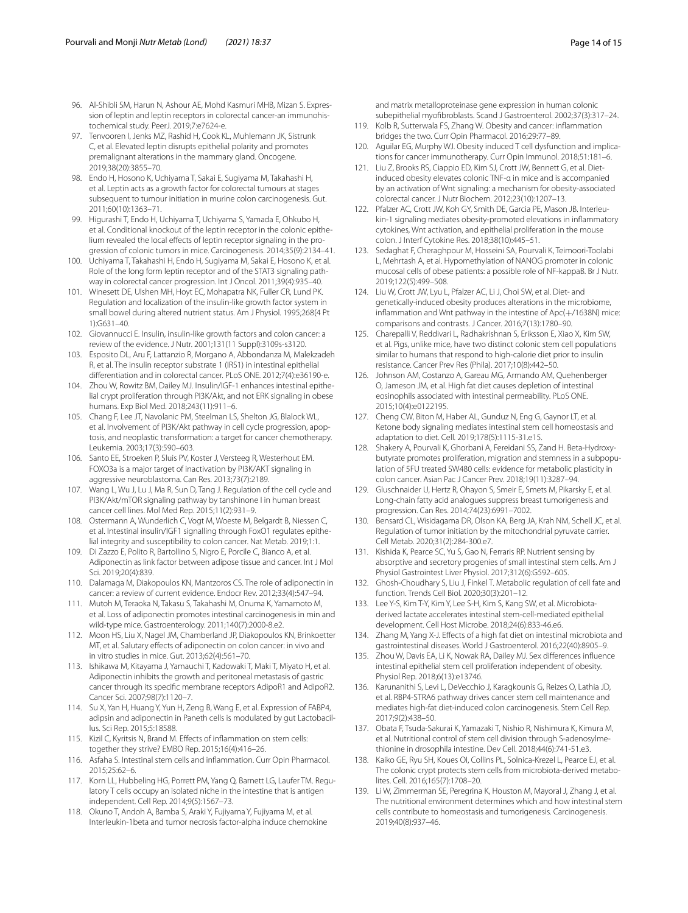96. Al-Shibli SM, Harun N, Ashour AE, Mohd Kasmuri MHB, Mizan S. Expression of leptin and leptin receptors in colorectal cancer-an immunohistochemical study. PeerJ. 2019;7:e7624-e.
97. Tenvooren I, Jenks MZ, Rashid H, Cook KL, Muhlemann JK, Sistrunk C, et al. Elevated leptin disrupts epithelial polarity and promotes premalignant alterations in the mammary gland. Oncogene. 2019;38(20):3855–70.
98. Endo H, Hosono K, Uchiyama T, Sakai E, Sugiyama M, Takahashi H, et al. Leptin acts as a growth factor for colorectal tumours at stages subsequent to tumour initiation in murine colon carcinogenesis. Gut. 2011;60(10):1363–71.
99. Higurashi T, Endo H, Uchiyama T, Uchiyama S, Yamada E, Ohkubo H, et al. Conditional knockout of the leptin receptor in the colonic epithelium revealed the local effects of leptin receptor signaling in the progression of colonic tumors in mice. Carcinogenesis. 2014;35(9):2134–41.
100. Uchiyama T, Takahashi H, Endo H, Sugiyama M, Sakai E, Hosono K, et al. Role of the long form leptin receptor and of the STAT3 signaling pathway in colorectal cancer progression. Int J Oncol. 2011;39(4):935–40.
101. Winesett DE, Ulshen MH, Hoyt EC, Mohapatra NK, Fuller CR, Lund PK. Regulation and localization of the insulin-like growth factor system in small bowel during altered nutrient status. Am J Physiol. 1995;268(4 Pt 1):G631–40.
102. Giovannucci E. Insulin, insulin-like growth factors and colon cancer: a review of the evidence. J Nutr. 2001;131(11 Suppl):3109s-s3120.
103. Esposito DL, Aru F, Lattanzio R, Morgano A, Abbondanza M, Malekzadeh R, et al. The insulin receptor substrate 1 (IRS1) in intestinal epithelial differentiation and in colorectal cancer. PLoS ONE. 2012;7(4):e36190-e.
104. Zhou W, Rowitz BM, Dailey MJ. Insulin/IGF-1 enhances intestinal epithelial crypt proliferation through PI3K/Akt, and not ERK signaling in obese humans. Exp Biol Med. 2018;243(11):911–6.
105. Chang F, Lee JT, Navolanic PM, Steelman LS, Shelton JG, Blalock WL, et al. Involvement of PI3K/Akt pathway in cell cycle progression, apoptosis, and neoplastic transformation: a target for cancer chemotherapy. Leukemia. 2003;17(3):590–603.
106. Santo EE, Stroeken P, Sluis PV, Koster J, Versteeg R, Westerhout EM. FOXO3a is a major target of inactivation by PI3K/AKT signaling in aggressive neuroblastoma. Can Res. 2013;73(7):2189.
107. Wang L, Wu J, Lu J, Ma R, Sun D, Tang J. Regulation of the cell cycle and PI3K/Akt/mTOR signaling pathway by tanshinone I in human breast cancer cell lines. Mol Med Rep. 2015;11(2):931–9.
108. Ostermann A, Wunderlich C, Vogt M, Woeste M, Belgardt B, Niessen C, et al. Intestinal insulin/IGF1 signalling through FoxO1 regulates epithelial integrity and susceptibility to colon cancer. Nat Metab. 2019;1:1.
109. Di Zazzo E, Polito R, Bartollino S, Nigro E, Porcile C, Bianco A, et al. Adiponectin as link factor between adipose tissue and cancer. Int J Mol Sci. 2019;20(4):839.
110. Dalamaga M, Diakopoulos KN, Mantzoros CS. The role of adiponectin in cancer: a review of current evidence. Endocr Rev. 2012;33(4):547–94.
111. Mutoh M, Teraoka N, Takasu S, Takahashi M, Onuma K, Yamamoto M, et al. Loss of adiponectin promotes intestinal carcinogenesis in min and wild-type mice. Gastroenterology. 2011;140(7):2000-8.e2.
112. Moon HS, Liu X, Nagel JM, Chamberland JP, Diakopoulos KN, Brinkoetter MT, et al. Salutary effects of adiponectin on colon cancer: in vivo and in vitro studies in mice. Gut. 2013;62(4):561–70.
113. Ishikawa M, Kitayama J, Yamauchi T, Kadowaki T, Maki T, Miyato H, et al. Adiponectin inhibits the growth and peritoneal metastasis of gastric cancer through its specific membrane receptors AdipoR1 and AdipoR2. Cancer Sci. 2007;98(7):1120–7.
114. Su X, Yan H, Huang Y, Yun H, Zeng B, Wang E, et al. Expression of FABP4, adipsin and adiponectin in Paneth cells is modulated by gut Lactobacillus. Sci Rep. 2015;5:18588.
115. Kizil C, Kyritsis N, Brand M. Effects of inflammation on stem cells: together they strive? EMBO Rep. 2015;16(4):416–26.
116. Asfaha S. Intestinal stem cells and inflammation. Curr Opin Pharmacol. 2015;25:62–6.
117. Korn LL, Hubbeling HG, Porrett PM, Yang Q, Barnett LG, Laufer TM. Regulatory T cells occupy an isolated niche in the intestine that is antigen independent. Cell Rep. 2014;9(5):1567–73.
118. Okuno T, Andoh A, Bamba S, Araki Y, Fujiyama Y, Fujiyama M, et al. Interleukin-1beta and tumor necrosis factor-alpha induce chemokine and matrix metalloproteinase gene expression in human colonic subepithelial myofibroblasts. Scand J Gastroenterol. 2002;37(3):317–24.
119. Kolb R, Sutterwala FS, Zhang W. Obesity and cancer: inflammation bridges the two. Curr Opin Pharmacol. 2016;29:77–89.
120. Aguilar EG, Murphy WJ. Obesity induced T cell dysfunction and implications for cancer immunotherapy. Curr Opin Immunol. 2018;51:181–6.
121. Liu Z, Brooks RS, Ciappio ED, Kim SJ, Crott JW, Bennett G, et al. Diet-induced obesity elevates colonic TNF-α in mice and is accompanied by an activation of Wnt signaling: a mechanism for obesity-associated colorectal cancer. J Nutr Biochem. 2012;23(10):1207–13.
122. Pfalzer AC, Crott JW, Koh GY, Smith DE, Garcia PE, Mason JB. Interleukin-1 signaling mediates obesity-promoted elevations in inflammatory cytokines, Wnt activation, and epithelial proliferation in the mouse colon. J Interf Cytokine Res. 2018;38(10):445–51.
123. Sedaghat F, Cheraghpour M, Hosseini SA, Pourvali K, Teimoori-Toolabi L, Mehrtash A, et al. Hypomethylation of NANOG promoter in colonic mucosal cells of obese patients: a possible role of NF-kappaB. Br J Nutr. 2019;122(5):499–508.
124. Liu W, Crott JW, Lyu L, Pfalzer AC, Li J, Choi SW, et al. Diet- and genetically-induced obesity produces alterations in the microbiome, inflammation and Wnt pathway in the intestine of Apc(+/1638N) mice: comparisons and contrasts. J Cancer. 2016;7(13):1780–90.
125. Charepalli V, Reddivari L, Radhakrishnan S, Eriksson E, Xiao X, Kim SW, et al. Pigs, unlike mice, have two distinct colonic stem cell populations similar to humans that respond to high-calorie diet prior to insulin resistance. Cancer Prev Res (Phila). 2017;10(8):442–50.
126. Johnson AM, Costanzo A, Gareau MG, Armando AM, Quehenberger O, Jameson JM, et al. High fat diet causes depletion of intestinal eosinophils associated with intestinal permeability. PLoS ONE. 2015;10(4):e0122195.
127. Cheng CW, Biton M, Haber AL, Gunduz N, Eng G, Gaynor LT, et al. Ketone body signaling mediates intestinal stem cell homeostasis and adaptation to diet. Cell. 2019;178(5):1115-31.e15.
128. Shakery A, Pourvali K, Ghorbani A, Fereidani SS, Zand H. Beta-Hydroxybutyrate promotes proliferation, migration and stemness in a subpopulation of 5FU treated SW480 cells: evidence for metabolic plasticity in colon cancer. Asian Pac J Cancer Prev. 2018;19(11):3287–94.
129. Gluschnaider U, Hertz R, Ohayon S, Smeir E, Smets M, Pikarsky E, et al. Long-chain fatty acid analogues suppress breast tumorigenesis and progression. Can Res. 2014;74(23):6991–7002.
130. Bensard CL, Wisidagama DR, Olson KA, Berg JA, Krah NM, Schell JC, et al. Regulation of tumor initiation by the mitochondrial pyruvate carrier. Cell Metab. 2020;31(2):284-300.e7.
131. Kishida K, Pearce SC, Yu S, Gao N, Ferraris RP. Nutrient sensing by absorptive and secretory progenies of small intestinal stem cells. Am J Physiol Gastrointest Liver Physiol. 2017;312(6):G592–605.
132. Ghosh-Choudhary S, Liu J, Finkel T. Metabolic regulation of cell fate and function. Trends Cell Biol. 2020;30(3):201–12.
133. Lee Y-S, Kim T-Y, Kim Y, Lee S-H, Kim S, Kang SW, et al. Microbiota-derived lactate accelerates intestinal stem-cell-mediated epithelial development. Cell Host Microbe. 2018;24(6):833-46.e6.
134. Zhang M, Yang X-J. Effects of a high fat diet on intestinal microbiota and gastrointestinal diseases. World J Gastroenterol. 2016;22(40):8905–9.
135. Zhou W, Davis EA, Li K, Nowak RA, Dailey MJ. Sex differences influence intestinal epithelial stem cell proliferation independent of obesity. Physiol Rep. 2018;6(13):e13746.
136. Karunanithi S, Levi L, DeVecchio J, Karagkounis G, Reizes O, Lathia JD, et al. RBP4-STRA6 pathway drives cancer stem cell maintenance and mediates high-fat diet-induced colon carcinogenesis. Stem Cell Rep. 2017;9(2):438–50.
137. Obata F, Tsuda-Sakurai K, Yamazaki T, Nishio R, Nishimura K, Kimura M, et al. Nutritional control of stem cell division through S-adenosylmethionine in drosophila intestine. Dev Cell. 2018;44(6):741-51.e3.
138. Kaiko GE, Ryu SH, Koues OI, Collins PL, Solnica-Krezel L, Pearce EJ, et al. The colonic crypt protects stem cells from microbiota-derived metabolites. Cell. 2016;165(7):1708–20.
139. Li W, Zimmerman SE, Peregrina K, Houston M, Mayoral J, Zhang J, et al. The nutritional environment determines which and how intestinal stem cells contribute to homeostasis and tumorigenesis. Carcinogenesis. 2019;40(8):937–46.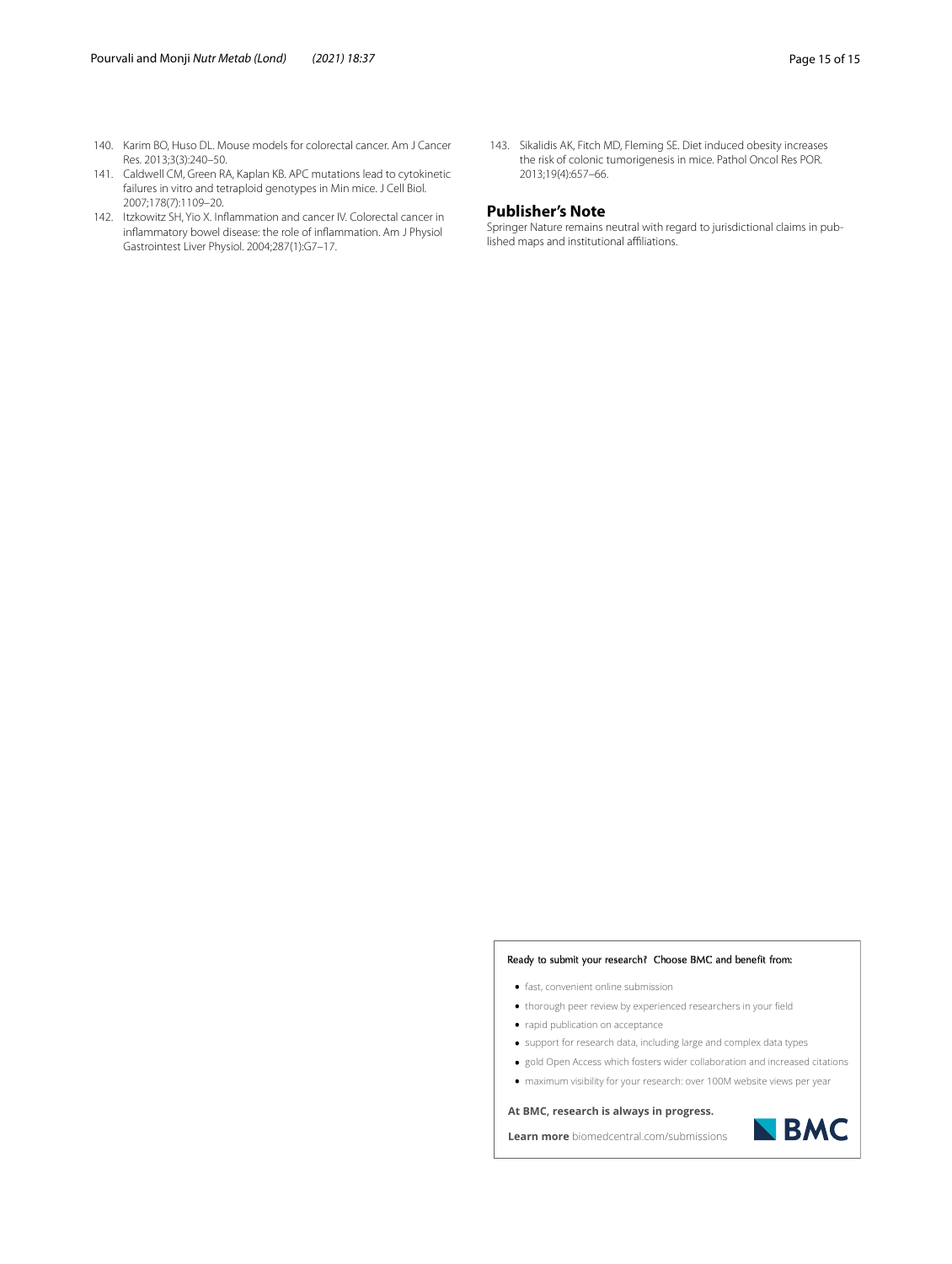140. Karim BO, Huso DL. Mouse models for colorectal cancer. Am J Cancer Res. 2013;3(3):240–50.
141. Caldwell CM, Green RA, Kaplan KB. APC mutations lead to cytokinetic failures in vitro and tetraploid genotypes in Min mice. J Cell Biol. 2007;178(7):1109–20.
142. Itzkowitz SH, Yio X. Inflammation and cancer IV. Colorectal cancer in inflammatory bowel disease: the role of inflammation. Am J Physiol Gastrointest Liver Physiol. 2004;287(1):G7–17.
143. Sikalidis AK, Fitch MD, Fleming SE. Diet induced obesity increases the risk of colonic tumorigenesis in mice. Pathol Oncol Res POR. 2013;19(4):657–66.

## Publisher's Note

Springer Nature remains neutral with regard to jurisdictional claims in published maps and institutional affiliations.

Ready to submit your research? Choose BMC and benefit from:

- fast, convenient online submission
- thorough peer review by experienced researchers in your field
- rapid publication on acceptance
- support for research data, including large and complex data types
- gold Open Access which fosters wider collaboration and increased citations
- maximum visibility for your research: over 100M website views per year

**At BMC, research is always in progress.**

**Learn more** biomedcentral.com/submissions

BMC